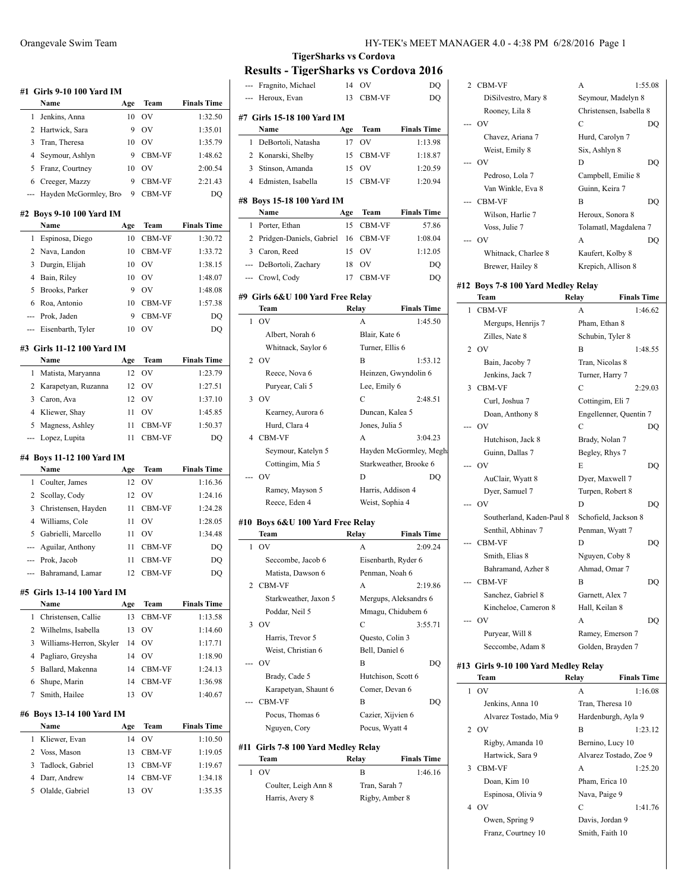**TigerSharks vs Cordova**

# Results - TigerSharks vs Cordova 2016

## #1 Girls 9-10 100 Yard IM

| | Name | Age | Team | Finals Time |
|---|---|---|---|---|
| 1 | Jenkins, Anna | 10 | OV | 1:32.50 |
| 2 | Hartwick, Sara | 9 | OV | 1:35.01 |
| 3 | Tran, Theresa | 10 | OV | 1:35.79 |
| 4 | Seymour, Ashlyn | 9 | CBM-VF | 1:48.62 |
| 5 | Franz, Courtney | 10 | OV | 2:00.54 |
| 6 | Creeger, Mazzy | 9 | CBM-VF | 2:21.43 |
| --- | Hayden McGormley, Bro | 9 | CBM-VF | DQ |

## #2 Boys 9-10 100 Yard IM

| | Name | Age | Team | Finals Time |
|---|---|---|---|---|
| 1 | Espinosa, Diego | 10 | CBM-VF | 1:30.72 |
| 2 | Nava, Landon | 10 | CBM-VF | 1:33.72 |
| 3 | Durgin, Elijah | 10 | OV | 1:38.15 |
| 4 | Bain, Riley | 10 | OV | 1:48.07 |
| 5 | Brooks, Parker | 9 | OV | 1:48.08 |
| 6 | Roa, Antonio | 10 | CBM-VF | 1:57.38 |
| --- | Prok, Jaden | 9 | CBM-VF | DQ |
| --- | Eisenbarth, Tyler | 10 | OV | DQ |

## #3 Girls 11-12 100 Yard IM

| | Name | Age | Team | Finals Time |
|---|---|---|---|---|
| 1 | Matista, Maryanna | 12 | OV | 1:23.79 |
| 2 | Karapetyan, Ruzanna | 12 | OV | 1:27.51 |
| 3 | Caron, Ava | 12 | OV | 1:37.10 |
| 4 | Kliewer, Shay | 11 | OV | 1:45.85 |
| 5 | Magness, Ashley | 11 | CBM-VF | 1:50.37 |
| --- | Lopez, Lupita | 11 | CBM-VF | DQ |

## #4 Boys 11-12 100 Yard IM

| | Name | Age | Team | Finals Time |
|---|---|---|---|---|
| 1 | Coulter, James | 12 | OV | 1:16.36 |
| 2 | Scollay, Cody | 12 | OV | 1:24.16 |
| 3 | Christensen, Hayden | 11 | CBM-VF | 1:24.28 |
| 4 | Williams, Cole | 11 | OV | 1:28.05 |
| 5 | Gabrielli, Marcello | 11 | OV | 1:34.48 |
| --- | Aguilar, Anthony | 11 | CBM-VF | DQ |
| --- | Prok, Jacob | 11 | CBM-VF | DQ |
| --- | Bahramand, Lamar | 12 | CBM-VF | DQ |

## #5 Girls 13-14 100 Yard IM

| | Name | Age | Team | Finals Time |
|---|---|---|---|---|
| 1 | Christensen, Callie | 13 | CBM-VF | 1:13.58 |
| 2 | Wilhelms, Isabella | 13 | OV | 1:14.60 |
| 3 | Williams-Herron, Skyler | 14 | OV | 1:17.71 |
| 4 | Pagliaro, Greysha | 14 | OV | 1:18.90 |
| 5 | Ballard, Makenna | 14 | CBM-VF | 1:24.13 |
| 6 | Shupe, Marin | 14 | CBM-VF | 1:36.98 |
| 7 | Smith, Hailee | 13 | OV | 1:40.67 |

## #6 Boys 13-14 100 Yard IM

| | Name | Age | Team | Finals Time |
|---|---|---|---|---|
| 1 | Kliewer, Evan | 14 | OV | 1:10.50 |
| 2 | Voss, Mason | 13 | CBM-VF | 1:19.05 |
| 3 | Tadlock, Gabriel | 13 | CBM-VF | 1:19.67 |
| 4 | Darr, Andrew | 14 | CBM-VF | 1:34.18 |
| 5 | Olalde, Gabriel | 13 | OV | 1:35.35 |
| --- | Fragnito, Michael | 14 | OV | DQ |
| --- | Heroux, Evan | 13 | CBM-VF | DQ |

## #7 Girls 15-18 100 Yard IM

| | Name | Age | Team | Finals Time |
|---|---|---|---|---|
| 1 | DeBortoli, Natasha | 17 | OV | 1:13.98 |
| 2 | Konarski, Shelby | 15 | CBM-VF | 1:18.87 |
| 3 | Stinson, Amanda | 15 | OV | 1:20.59 |
| 4 | Edmisten, Isabella | 15 | CBM-VF | 1:20.94 |

## #8 Boys 15-18 100 Yard IM

| | Name | Age | Team | Finals Time |
|---|---|---|---|---|
| 1 | Porter, Ethan | 15 | CBM-VF | 57.86 |
| 2 | Pridgen-Daniels, Gabriel | 16 | CBM-VF | 1:08.04 |
| 3 | Caron, Reed | 15 | OV | 1:12.05 |
| --- | DeBortoli, Zachary | 18 | OV | DQ |
| --- | Crowl, Cody | 17 | CBM-VF | DQ |

## #9 Girls 6&U 100 Yard Free Relay

| | Team | Relay | Finals Time |
|---|---|---|---|
| 1 | OV | A | 1:45.50 |
| | Albert, Norah 6 | Blair, Kate 6 | |
| | Whitnack, Saylor 6 | Turner, Ellis 6 | |
| 2 | OV | B | 1:53.12 |
| | Reece, Nova 6 | Heinzen, Gwyndolin 6 | |
| | Puryear, Cali 5 | Lee, Emily 6 | |
| 3 | OV | C | 2:48.51 |
| | Kearney, Aurora 6 | Duncan, Kalea 5 | |
| | Hurd, Clara 4 | Jones, Julia 5 | |
| 4 | CBM-VF | A | 3:04.23 |
| | Seymour, Katelyn 5 | Hayden McGormley, Megh | |
| | Cottingim, Mia 5 | Starkweather, Brooke 6 | |
| --- | OV | D | DQ |
| | Ramey, Mayson 5 | Harris, Addison 4 | |
| | Reece, Eden 4 | Weist, Sophia 4 | |

## #10 Boys 6&U 100 Yard Free Relay

| | Team | Relay | Finals Time |
|---|---|---|---|
| 1 | OV | A | 2:09.24 |
| | Seccombe, Jacob 6 | Eisenbarth, Ryder 6 | |
| | Matista, Dawson 6 | Penman, Noah 6 | |
| 2 | CBM-VF | A | 2:19.86 |
| | Starkweather, Jaxon 5 | Mergups, Aleksandrs 6 | |
| | Poddar, Neil 5 | Mmagu, Chidubem 6 | |
| 3 | OV | C | 3:55.71 |
| | Harris, Trevor 5 | Questo, Colin 3 | |
| | Weist, Christian 6 | Bell, Daniel 6 | |
| --- | OV | B | DQ |
| | Brady, Cade 5 | Hutchison, Scott 6 | |
| | Karapetyan, Shaunt 6 | Comer, Devan 6 | |
| --- | CBM-VF | B | DQ |
| | Pocus, Thomas 6 | Cazier, Xijvien 6 | |
| | Nguyen, Cory | Pocus, Wyatt 4 | |

## #11 Girls 7-8 100 Yard Medley Relay

| | Team | Relay | Finals Time |
|---|---|---|---|
| 1 | OV | B | 1:46.16 |
| | Coulter, Leigh Ann 8 | Tran, Sarah 7 | |
| | Harris, Avery 8 | Rigby, Amber 8 | |
| 2 | CBM-VF | A | 1:55.08 |
| | DiSilvestro, Mary 8 | Seymour, Madelyn 8 | |
| | Rooney, Lila 8 | Christensen, Isabella 8 | |
| --- | OV | C | DQ |
| | Chavez, Ariana 7 | Hurd, Carolyn 7 | |
| | Weist, Emily 8 | Six, Ashlyn 8 | |
| --- | OV | D | DQ |
| | Pedroso, Lola 7 | Campbell, Emilie 8 | |
| | Van Winkle, Eva 8 | Guinn, Keira 7 | |
| --- | CBM-VF | B | DQ |
| | Wilson, Harlie 7 | Heroux, Sonora 8 | |
| | Voss, Julie 7 | Tolamatl, Magdalena 7 | |
| --- | OV | A | DQ |
| | Whitnack, Charlee 8 | Kaufert, Kolby 8 | |
| | Brewer, Hailey 8 | Krepich, Allison 8 | |

## #12 Boys 7-8 100 Yard Medley Relay

| | Team | Relay | Finals Time |
|---|---|---|---|
| 1 | CBM-VF | A | 1:46.62 |
| | Mergups, Henrijs 7 | Pham, Ethan 8 | |
| | Zilles, Nate 8 | Schubin, Tyler 8 | |
| 2 | OV | B | 1:48.55 |
| | Bain, Jacoby 7 | Tran, Nicolas 8 | |
| | Jenkins, Jack 7 | Turner, Harry 7 | |
| 3 | CBM-VF | C | 2:29.03 |
| | Curl, Joshua 7 | Cottingim, Eli 7 | |
| | Doan, Anthony 8 | Engellenner, Quentin 7 | |
| --- | OV | C | DQ |
| | Hutchison, Jack 8 | Brady, Nolan 7 | |
| | Guinn, Dallas 7 | Begley, Rhys 7 | |
| --- | OV | E | DQ |
| | AuClair, Wyatt 8 | Dyer, Maxwell 7 | |
| | Dyer, Samuel 7 | Turpen, Robert 8 | |
| --- | OV | D | DQ |
| | Southerland, Kaden-Paul 8 | Schofield, Jackson 8 | |
| | Senthil, Abhinav 7 | Penman, Wyatt 7 | |
| --- | CBM-VF | D | DQ |
| | Smith, Elias 8 | Nguyen, Coby 8 | |
| | Bahramand, Azher 8 | Ahmad, Omar 7 | |
| --- | CBM-VF | B | DQ |
| | Sanchez, Gabriel 8 | Garnett, Alex 7 | |
| | Kincheloe, Cameron 8 | Hall, Keilan 8 | |
| --- | OV | A | DQ |
| | Puryear, Will 8 | Ramey, Emerson 7 | |
| | Seccombe, Adam 8 | Golden, Brayden 7 | |

## #13 Girls 9-10 100 Yard Medley Relay

| | Team | Relay | Finals Time |
|---|---|---|---|
| 1 | OV | A | 1:16.08 |
| | Jenkins, Anna 10 | Tran, Theresa 10 | |
| | Alvarez Tostado, Mia 9 | Hardenburgh, Ayla 9 | |
| 2 | OV | B | 1:23.12 |
| | Rigby, Amanda 10 | Bernino, Lucy 10 | |
| | Hartwick, Sara 9 | Alvarez Tostado, Zoe 9 | |
| 3 | CBM-VF | A | 1:25.20 |
| | Doan, Kim 10 | Pham, Erica 10 | |
| | Espinosa, Olivia 9 | Nava, Paige 9 | |
| 4 | OV | C | 1:41.76 |
| | Owen, Spring 9 | Davis, Jordan 9 | |
| | Franz, Courtney 10 | Smith, Faith 10 | |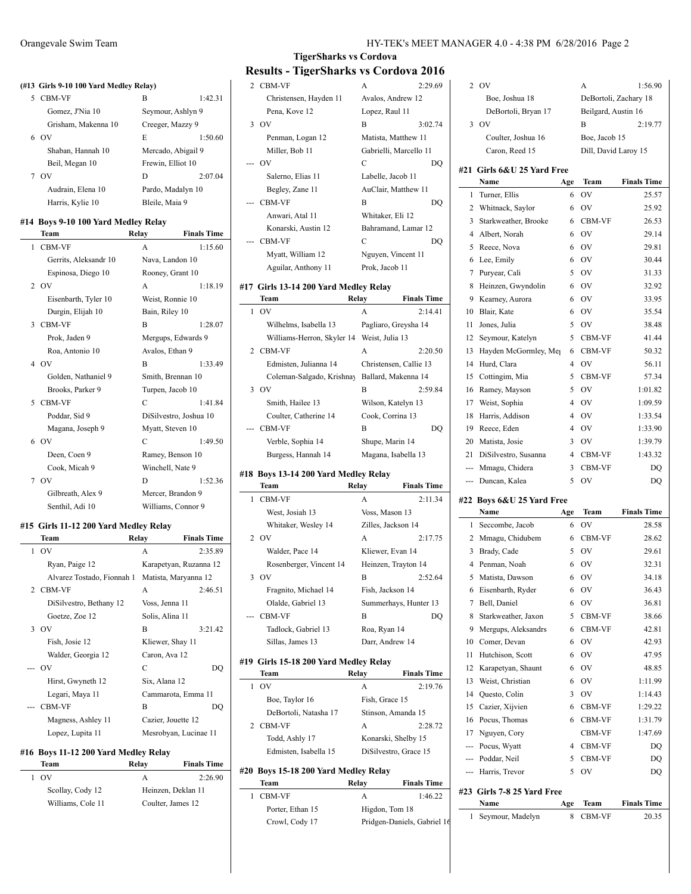## TigerSharks vs Cordova

## Results - TigerSharks vs Cordova 2016

### (#13 Girls 9-10 100 Yard Medley Relay)

| | Team | Relay | Finals Time |
|---|---|---|---|
| 5 | CBM-VF | B | 1:42.31 |
| | Gomez, J'Nia 10 | Seymour, Ashlyn 9 | |
| | Grisham, Makenna 10 | Creeger, Mazzy 9 | |
| 6 | OV | E | 1:50.60 |
| | Shaban, Hannah 10 | Mercado, Abigail 9 | |
| | Beil, Megan 10 | Frewin, Elliot 10 | |
| 7 | OV | D | 2:07.04 |
| | Audrain, Elena 10 | Pardo, Madalyn 10 | |
| | Harris, Kylie 10 | Bleile, Maia 9 | |

### #14 Boys 9-10 100 Yard Medley Relay

| | Team | Relay | Finals Time |
|---|---|---|---|
| 1 | CBM-VF | A | 1:15.60 |
| | Gerrits, Aleksandr 10 | Nava, Landon 10 | |
| | Espinosa, Diego 10 | Rooney, Grant 10 | |
| 2 | OV | A | 1:18.19 |
| | Eisenbarth, Tyler 10 | Weist, Ronnie 10 | |
| | Durgin, Elijah 10 | Bain, Riley 10 | |
| 3 | CBM-VF | B | 1:28.07 |
| | Prok, Jaden 9 | Mergups, Edwards 9 | |
| | Roa, Antonio 10 | Avalos, Ethan 9 | |
| 4 | OV | B | 1:33.49 |
| | Golden, Nathaniel 9 | Smith, Brennan 10 | |
| | Brooks, Parker 9 | Turpen, Jacob 10 | |
| 5 | CBM-VF | C | 1:41.84 |
| | Poddar, Sid 9 | DiSilvestro, Joshua 10 | |
| | Magana, Joseph 9 | Myatt, Steven 10 | |
| 6 | OV | C | 1:49.50 |
| | Deen, Coen 9 | Ramey, Benson 10 | |
| | Cook, Micah 9 | Winchell, Nate 9 | |
| 7 | OV | D | 1:52.36 |
| | Gilbreath, Alex 9 | Mercer, Brandon 9 | |
| | Senthil, Adi 10 | Williams, Connor 9 | |

### #15 Girls 11-12 200 Yard Medley Relay

| | Team | Relay | Finals Time |
|---|---|---|---|
| 1 | OV | A | 2:35.89 |
| | Ryan, Paige 12 | Karapetyan, Ruzanna 12 | |
| | Alvarez Tostado, Fionnah 1 | Matista, Maryanna 12 | |
| 2 | CBM-VF | A | 2:46.51 |
| | DiSilvestro, Bethany 12 | Voss, Jenna 11 | |
| | Goetze, Zoe 12 | Solis, Alina 11 | |
| 3 | OV | B | 3:21.42 |
| | Fish, Josie 12 | Kliewer, Shay 11 | |
| | Walder, Georgia 12 | Caron, Ava 12 | |
| --- | OV | C | DQ |
| | Hirst, Gwyneth 12 | Six, Alana 12 | |
| | Legari, Maya 11 | Cammarota, Emma 11 | |
| --- | CBM-VF | B | DQ |
| | Magness, Ashley 11 | Cazier, Jouette 12 | |
| | Lopez, Lupita 11 | Mesrobyan, Lucinae 11 | |

### #16 Boys 11-12 200 Yard Medley Relay

| | Team | Relay | Finals Time |
|---|---|---|---|
| 1 | OV | A | 2:26.90 |
| | Scollay, Cody 12 | Heinzen, Deklan 11 | |
| | Williams, Cole 11 | Coulter, James 12 | |
| 2 | CBM-VF | A | 2:29.69 |
| | Christensen, Hayden 11 | Avalos, Andrew 12 | |
| | Pena, Kove 12 | Lopez, Raul 11 | |
| 3 | OV | B | 3:02.74 |
| | Penman, Logan 12 | Matista, Matthew 11 | |
| | Miller, Bob 11 | Gabrielli, Marcello 11 | |
| --- | OV | C | DQ |
| | Salerno, Elias 11 | Labelle, Jacob 11 | |
| | Begley, Zane 11 | AuClair, Matthew 11 | |
| --- | CBM-VF | B | DQ |
| | Anwari, Atal 11 | Whitaker, Eli 12 | |
| | Konarski, Austin 12 | Bahramand, Lamar 12 | |
| --- | CBM-VF | C | DQ |
| | Myatt, William 12 | Nguyen, Vincent 11 | |
| | Aguilar, Anthony 11 | Prok, Jacob 11 | |

### #17 Girls 13-14 200 Yard Medley Relay

| | Team | Relay | Finals Time |
|---|---|---|---|
| 1 | OV | A | 2:14.41 |
| | Wilhelms, Isabella 13 | Pagliaro, Greysha 14 | |
| | Williams-Herron, Skyler 14 | Weist, Julia 13 | |
| 2 | CBM-VF | A | 2:20.50 |
| | Edmisten, Julianna 14 | Christensen, Callie 13 | |
| | Coleman-Salgado, Krishnay | Ballard, Makenna 14 | |
| 3 | OV | B | 2:59.84 |
| | Smith, Hailee 13 | Wilson, Katelyn 13 | |
| | Coulter, Catherine 14 | Cook, Corrina 13 | |
| --- | CBM-VF | B | DQ |
| | Verble, Sophia 14 | Shupe, Marin 14 | |
| | Burgess, Hannah 14 | Magana, Isabella 13 | |

### #18 Boys 13-14 200 Yard Medley Relay

| | Team | Relay | Finals Time |
|---|---|---|---|
| 1 | CBM-VF | A | 2:11.34 |
| | West, Josiah 13 | Voss, Mason 13 | |
| | Whitaker, Wesley 14 | Zilles, Jackson 14 | |
| 2 | OV | A | 2:17.75 |
| | Walder, Pace 14 | Kliewer, Evan 14 | |
| | Rosenberger, Vincent 14 | Heinzen, Trayton 14 | |
| 3 | OV | B | 2:52.64 |
| | Fragnito, Michael 14 | Fish, Jackson 14 | |
| | Olalde, Gabriel 13 | Summerhays, Hunter 13 | |
| --- | CBM-VF | B | DQ |
| | Tadlock, Gabriel 13 | Roa, Ryan 14 | |
| | Sillas, James 13 | Darr, Andrew 14 | |

### #19 Girls 15-18 200 Yard Medley Relay

| | Team | Relay | Finals Time |
|---|---|---|---|
| 1 | OV | A | 2:19.76 |
| | Boe, Taylor 16 | Fish, Grace 15 | |
| | DeBortoli, Natasha 17 | Stinson, Amanda 15 | |
| 2 | CBM-VF | A | 2:28.72 |
| | Todd, Ashly 17 | Konarski, Shelby 15 | |
| | Edmisten, Isabella 15 | DiSilvestro, Grace 15 | |

### #20 Boys 15-18 200 Yard Medley Relay

| | Team | Relay | Finals Time |
|---|---|---|---|
| 1 | CBM-VF | A | 1:46.22 |
| | Porter, Ethan 15 | Higdon, Tom 18 | |
| | Crowl, Cody 17 | Pridgen-Daniels, Gabriel 16 | |
| 2 | OV | A | 1:56.90 |
| | Boe, Joshua 18 | DeBortoli, Zachary 18 | |
| | DeBortoli, Bryan 17 | Beilgard, Austin 16 | |
| 3 | OV | B | 2:19.77 |
| | Coulter, Joshua 16 | Boe, Jacob 15 | |
| | Caron, Reed 15 | Dill, David Laroy 15 | |

### #21 Girls 6&U 25 Yard Free

| | Name | Age | Team | Finals Time |
|---|---|---|---|---|
| 1 | Turner, Ellis | 6 | OV | 25.57 |
| 2 | Whitnack, Saylor | 6 | OV | 25.92 |
| 3 | Starkweather, Brooke | 6 | CBM-VF | 26.53 |
| 4 | Albert, Norah | 6 | OV | 29.14 |
| 5 | Reece, Nova | 6 | OV | 29.81 |
| 6 | Lee, Emily | 6 | OV | 30.44 |
| 7 | Puryear, Cali | 5 | OV | 31.33 |
| 8 | Heinzen, Gwyndolin | 6 | OV | 32.92 |
| 9 | Kearney, Aurora | 6 | OV | 33.95 |
| 10 | Blair, Kate | 6 | OV | 35.54 |
| 11 | Jones, Julia | 5 | OV | 38.48 |
| 12 | Seymour, Katelyn | 5 | CBM-VF | 41.44 |
| 13 | Hayden McGormley, Meg | 6 | CBM-VF | 50.32 |
| 14 | Hurd, Clara | 4 | OV | 56.11 |
| 15 | Cottingim, Mia | 5 | CBM-VF | 57.34 |
| 16 | Ramey, Mayson | 5 | OV | 1:01.82 |
| 17 | Weist, Sophia | 4 | OV | 1:09.59 |
| 18 | Harris, Addison | 4 | OV | 1:33.54 |
| 19 | Reece, Eden | 4 | OV | 1:33.90 |
| 20 | Matista, Josie | 3 | OV | 1:39.79 |
| 21 | DiSilvestro, Susanna | 4 | CBM-VF | 1:43.32 |
| --- | Mmagu, Chidera | 3 | CBM-VF | DQ |
| --- | Duncan, Kalea | 5 | OV | DQ |

### #22 Boys 6&U 25 Yard Free

| | Name | Age | Team | Finals Time |
|---|---|---|---|---|
| 1 | Seccombe, Jacob | 6 | OV | 28.58 |
| 2 | Mmagu, Chidubem | 6 | CBM-VF | 28.62 |
| 3 | Brady, Cade | 5 | OV | 29.61 |
| 4 | Penman, Noah | 6 | OV | 32.31 |
| 5 | Matista, Dawson | 6 | OV | 34.18 |
| 6 | Eisenbarth, Ryder | 6 | OV | 36.43 |
| 7 | Bell, Daniel | 6 | OV | 36.81 |
| 8 | Starkweather, Jaxon | 5 | CBM-VF | 38.66 |
| 9 | Mergups, Aleksandrs | 6 | CBM-VF | 42.81 |
| 10 | Comer, Devan | 6 | OV | 42.93 |
| 11 | Hutchison, Scott | 6 | OV | 47.95 |
| 12 | Karapetyan, Shaunt | 6 | OV | 48.85 |
| 13 | Weist, Christian | 6 | OV | 1:11.99 |
| 14 | Questo, Colin | 3 | OV | 1:14.43 |
| 15 | Cazier, Xijvien | 6 | CBM-VF | 1:29.22 |
| 16 | Pocus, Thomas | 6 | CBM-VF | 1:31.79 |
| 17 | Nguyen, Cory | | CBM-VF | 1:47.69 |
| --- | Pocus, Wyatt | 4 | CBM-VF | DQ |
| --- | Poddar, Neil | 5 | CBM-VF | DQ |
| --- | Harris, Trevor | 5 | OV | DQ |

### #23 Girls 7-8 25 Yard Free

| | Name | Age | Team | Finals Time |
|---|---|---|---|---|
| 1 | Seymour, Madelyn | 8 | CBM-VF | 20.35 |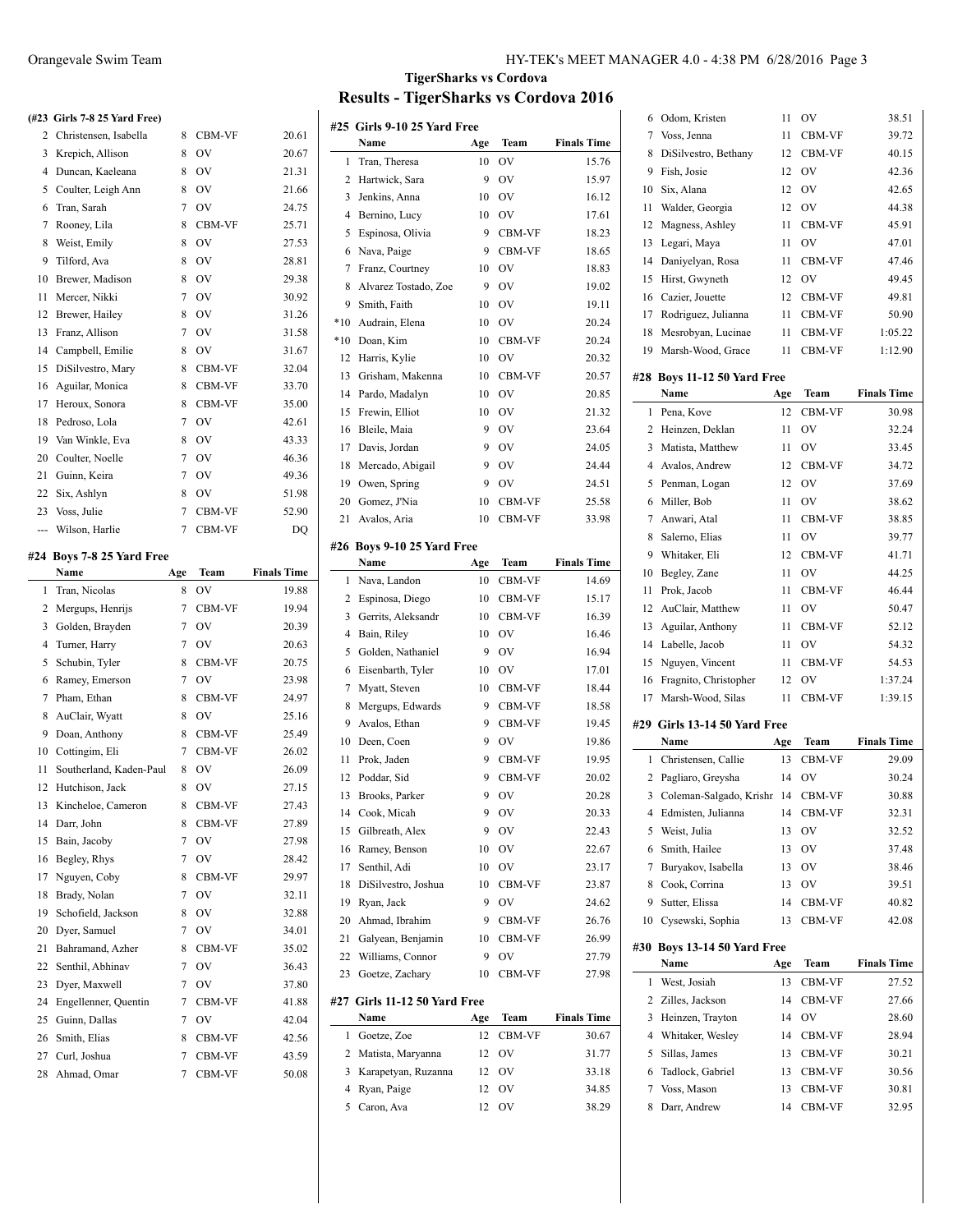## TigerSharks vs Cordova

# Results - TigerSharks vs Cordova 2016

### (#23 Girls 7-8 25 Yard Free)

| | Name | Age | Team | Finals Time |
|---|---|---|---|---|
| 2 | Christensen, Isabella | 8 | CBM-VF | 20.61 |
| 3 | Krepich, Allison | 8 | OV | 20.67 |
| 4 | Duncan, Kaeleana | 8 | OV | 21.31 |
| 5 | Coulter, Leigh Ann | 8 | OV | 21.66 |
| 6 | Tran, Sarah | 7 | OV | 24.75 |
| 7 | Rooney, Lila | 8 | CBM-VF | 25.71 |
| 8 | Weist, Emily | 8 | OV | 27.53 |
| 9 | Tilford, Ava | 8 | OV | 28.81 |
| 10 | Brewer, Madison | 8 | OV | 29.38 |
| 11 | Mercer, Nikki | 7 | OV | 30.92 |
| 12 | Brewer, Hailey | 8 | OV | 31.26 |
| 13 | Franz, Allison | 7 | OV | 31.58 |
| 14 | Campbell, Emilie | 8 | OV | 31.67 |
| 15 | DiSilvestro, Mary | 8 | CBM-VF | 32.04 |
| 16 | Aguilar, Monica | 8 | CBM-VF | 33.70 |
| 17 | Heroux, Sonora | 8 | CBM-VF | 35.00 |
| 18 | Pedroso, Lola | 7 | OV | 42.61 |
| 19 | Van Winkle, Eva | 8 | OV | 43.33 |
| 20 | Coulter, Noelle | 7 | OV | 46.36 |
| 21 | Guinn, Keira | 7 | OV | 49.36 |
| 22 | Six, Ashlyn | 8 | OV | 51.98 |
| 23 | Voss, Julie | 7 | CBM-VF | 52.90 |
| --- | Wilson, Harlie | 7 | CBM-VF | DQ |

### #24 Boys 7-8 25 Yard Free

| | Name | Age | Team | Finals Time |
|---|---|---|---|---|
| 1 | Tran, Nicolas | 8 | OV | 19.88 |
| 2 | Mergups, Henrijs | 7 | CBM-VF | 19.94 |
| 3 | Golden, Brayden | 7 | OV | 20.39 |
| 4 | Turner, Harry | 7 | OV | 20.63 |
| 5 | Schubin, Tyler | 8 | CBM-VF | 20.75 |
| 6 | Ramey, Emerson | 7 | OV | 23.98 |
| 7 | Pham, Ethan | 8 | CBM-VF | 24.97 |
| 8 | AuClair, Wyatt | 8 | OV | 25.16 |
| 9 | Doan, Anthony | 8 | CBM-VF | 25.49 |
| 10 | Cottingim, Eli | 7 | CBM-VF | 26.02 |
| 11 | Southerland, Kaden-Paul | 8 | OV | 26.09 |
| 12 | Hutchison, Jack | 8 | OV | 27.15 |
| 13 | Kincheloe, Cameron | 8 | CBM-VF | 27.43 |
| 14 | Darr, John | 8 | CBM-VF | 27.89 |
| 15 | Bain, Jacoby | 7 | OV | 27.98 |
| 16 | Begley, Rhys | 7 | OV | 28.42 |
| 17 | Nguyen, Coby | 8 | CBM-VF | 29.97 |
| 18 | Brady, Nolan | 7 | OV | 32.11 |
| 19 | Schofield, Jackson | 8 | OV | 32.88 |
| 20 | Dyer, Samuel | 7 | OV | 34.01 |
| 21 | Bahramand, Azher | 8 | CBM-VF | 35.02 |
| 22 | Senthil, Abhinav | 7 | OV | 36.43 |
| 23 | Dyer, Maxwell | 7 | OV | 37.80 |
| 24 | Engellenner, Quentin | 7 | CBM-VF | 41.88 |
| 25 | Guinn, Dallas | 7 | OV | 42.04 |
| 26 | Smith, Elias | 8 | CBM-VF | 42.56 |
| 27 | Curl, Joshua | 7 | CBM-VF | 43.59 |
| 28 | Ahmad, Omar | 7 | CBM-VF | 50.08 |

### #25 Girls 9-10 25 Yard Free

| | Name | Age | Team | Finals Time |
|---|---|---|---|---|
| 1 | Tran, Theresa | 10 | OV | 15.76 |
| 2 | Hartwick, Sara | 9 | OV | 15.97 |
| 3 | Jenkins, Anna | 10 | OV | 16.12 |
| 4 | Bernino, Lucy | 10 | OV | 17.61 |
| 5 | Espinosa, Olivia | 9 | CBM-VF | 18.23 |
| 6 | Nava, Paige | 9 | CBM-VF | 18.65 |
| 7 | Franz, Courtney | 10 | OV | 18.83 |
| 8 | Alvarez Tostado, Zoe | 9 | OV | 19.02 |
| 9 | Smith, Faith | 10 | OV | 19.11 |
| *10 | Audrain, Elena | 10 | OV | 20.24 |
| *10 | Doan, Kim | 10 | CBM-VF | 20.24 |
| 12 | Harris, Kylie | 10 | OV | 20.32 |
| 13 | Grisham, Makenna | 10 | CBM-VF | 20.57 |
| 14 | Pardo, Madalyn | 10 | OV | 20.85 |
| 15 | Frewin, Elliot | 10 | OV | 21.32 |
| 16 | Bleile, Maia | 9 | OV | 23.64 |
| 17 | Davis, Jordan | 9 | OV | 24.05 |
| 18 | Mercado, Abigail | 9 | OV | 24.44 |
| 19 | Owen, Spring | 9 | OV | 24.51 |
| 20 | Gomez, J'Nia | 10 | CBM-VF | 25.58 |
| 21 | Avalos, Aria | 10 | CBM-VF | 33.98 |

### #26 Boys 9-10 25 Yard Free

| | Name | Age | Team | Finals Time |
|---|---|---|---|---|
| 1 | Nava, Landon | 10 | CBM-VF | 14.69 |
| 2 | Espinosa, Diego | 10 | CBM-VF | 15.17 |
| 3 | Gerrits, Aleksandr | 10 | CBM-VF | 16.39 |
| 4 | Bain, Riley | 10 | OV | 16.46 |
| 5 | Golden, Nathaniel | 9 | OV | 16.94 |
| 6 | Eisenbarth, Tyler | 10 | OV | 17.01 |
| 7 | Myatt, Steven | 10 | CBM-VF | 18.44 |
| 8 | Mergups, Edwards | 9 | CBM-VF | 18.58 |
| 9 | Avalos, Ethan | 9 | CBM-VF | 19.45 |
| 10 | Deen, Coen | 9 | OV | 19.86 |
| 11 | Prok, Jaden | 9 | CBM-VF | 19.95 |
| 12 | Poddar, Sid | 9 | CBM-VF | 20.02 |
| 13 | Brooks, Parker | 9 | OV | 20.28 |
| 14 | Cook, Micah | 9 | OV | 20.33 |
| 15 | Gilbreath, Alex | 9 | OV | 22.43 |
| 16 | Ramey, Benson | 10 | OV | 22.67 |
| 17 | Senthil, Adi | 10 | OV | 23.17 |
| 18 | DiSilvestro, Joshua | 10 | CBM-VF | 23.87 |
| 19 | Ryan, Jack | 9 | OV | 24.62 |
| 20 | Ahmad, Ibrahim | 9 | CBM-VF | 26.76 |
| 21 | Galyean, Benjamin | 10 | CBM-VF | 26.99 |
| 22 | Williams, Connor | 9 | OV | 27.79 |
| 23 | Goetze, Zachary | 10 | CBM-VF | 27.98 |

### #27 Girls 11-12 50 Yard Free

| | Name | Age | Team | Finals Time |
|---|---|---|---|---|
| 1 | Goetze, Zoe | 12 | CBM-VF | 30.67 |
| 2 | Matista, Maryanna | 12 | OV | 31.77 |
| 3 | Karapetyan, Ruzanna | 12 | OV | 33.18 |
| 4 | Ryan, Paige | 12 | OV | 34.85 |
| 5 | Caron, Ava | 12 | OV | 38.29 |
| 6 | Odom, Kristen | 11 | OV | 38.51 |
| 7 | Voss, Jenna | 11 | CBM-VF | 39.72 |
| 8 | DiSilvestro, Bethany | 12 | CBM-VF | 40.15 |
| 9 | Fish, Josie | 12 | OV | 42.36 |
| 10 | Six, Alana | 12 | OV | 42.65 |
| 11 | Walder, Georgia | 12 | OV | 44.38 |
| 12 | Magness, Ashley | 11 | CBM-VF | 45.91 |
| 13 | Legari, Maya | 11 | OV | 47.01 |
| 14 | Daniyelyan, Rosa | 11 | CBM-VF | 47.46 |
| 15 | Hirst, Gwyneth | 12 | OV | 49.45 |
| 16 | Cazier, Jouette | 12 | CBM-VF | 49.81 |
| 17 | Rodriguez, Julianna | 11 | CBM-VF | 50.90 |
| 18 | Mesrobyan, Lucinae | 11 | CBM-VF | 1:05.22 |
| 19 | Marsh-Wood, Grace | 11 | CBM-VF | 1:12.90 |

### #28 Boys 11-12 50 Yard Free

| | Name | Age | Team | Finals Time |
|---|---|---|---|---|
| 1 | Pena, Kove | 12 | CBM-VF | 30.98 |
| 2 | Heinzen, Deklan | 11 | OV | 32.24 |
| 3 | Matista, Matthew | 11 | OV | 33.45 |
| 4 | Avalos, Andrew | 12 | CBM-VF | 34.72 |
| 5 | Penman, Logan | 12 | OV | 37.69 |
| 6 | Miller, Bob | 11 | OV | 38.62 |
| 7 | Anwari, Atal | 11 | CBM-VF | 38.85 |
| 8 | Salerno, Elias | 11 | OV | 39.77 |
| 9 | Whitaker, Eli | 12 | CBM-VF | 41.71 |
| 10 | Begley, Zane | 11 | OV | 44.25 |
| 11 | Prok, Jacob | 11 | CBM-VF | 46.44 |
| 12 | AuClair, Matthew | 11 | OV | 50.47 |
| 13 | Aguilar, Anthony | 11 | CBM-VF | 52.12 |
| 14 | Labelle, Jacob | 11 | OV | 54.32 |
| 15 | Nguyen, Vincent | 11 | CBM-VF | 54.53 |
| 16 | Fragnito, Christopher | 12 | OV | 1:37.24 |
| 17 | Marsh-Wood, Silas | 11 | CBM-VF | 1:39.15 |

### #29 Girls 13-14 50 Yard Free

| | Name | Age | Team | Finals Time |
|---|---|---|---|---|
| 1 | Christensen, Callie | 13 | CBM-VF | 29.09 |
| 2 | Pagliaro, Greysha | 14 | OV | 30.24 |
| 3 | Coleman-Salgado, Krishr | 14 | CBM-VF | 30.88 |
| 4 | Edmisten, Julianna | 14 | CBM-VF | 32.31 |
| 5 | Weist, Julia | 13 | OV | 32.52 |
| 6 | Smith, Hailee | 13 | OV | 37.48 |
| 7 | Buryakov, Isabella | 13 | OV | 38.46 |
| 8 | Cook, Corrina | 13 | OV | 39.51 |
| 9 | Sutter, Elissa | 14 | CBM-VF | 40.82 |
| 10 | Cysewski, Sophia | 13 | CBM-VF | 42.08 |

### #30 Boys 13-14 50 Yard Free

| | Name | Age | Team | Finals Time |
|---|---|---|---|---|
| 1 | West, Josiah | 13 | CBM-VF | 27.52 |
| 2 | Zilles, Jackson | 14 | CBM-VF | 27.66 |
| 3 | Heinzen, Trayton | 14 | OV | 28.60 |
| 4 | Whitaker, Wesley | 14 | CBM-VF | 28.94 |
| 5 | Sillas, James | 13 | CBM-VF | 30.21 |
| 6 | Tadlock, Gabriel | 13 | CBM-VF | 30.56 |
| 7 | Voss, Mason | 13 | CBM-VF | 30.81 |
| 8 | Darr, Andrew | 14 | CBM-VF | 32.95 |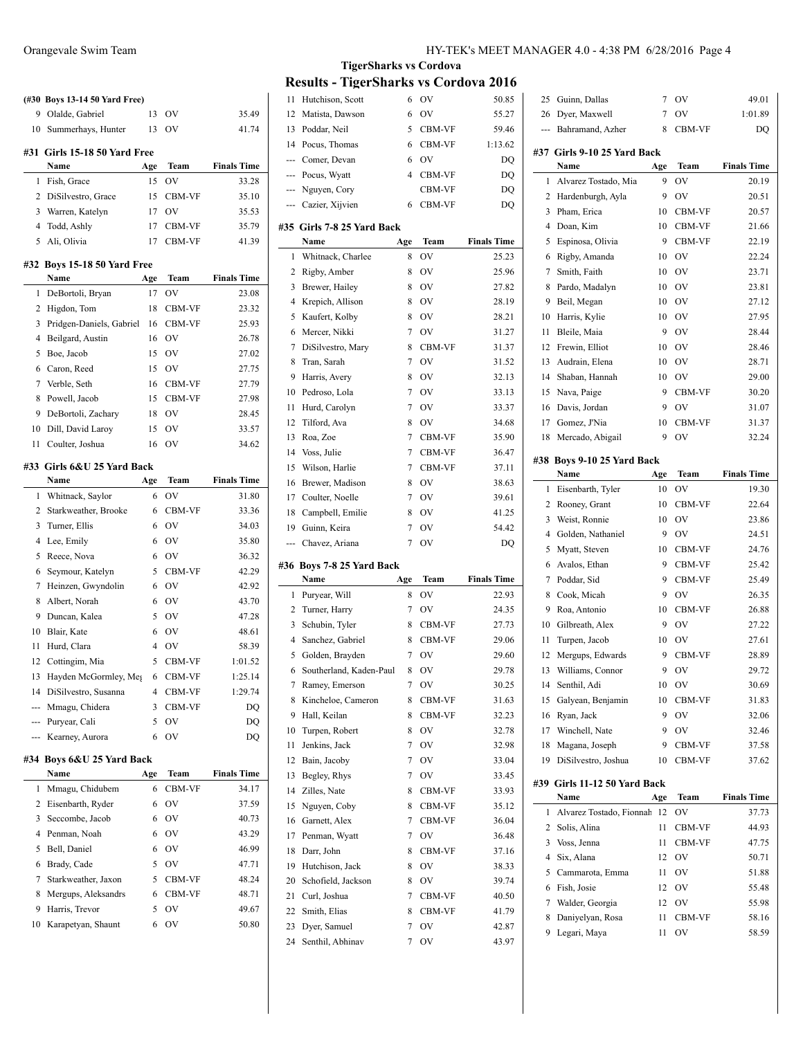## TigerSharks vs Cordova

## Results - TigerSharks vs Cordova 2016

**(#30 Boys 13-14 50 Yard Free)**

| | Name | Age | Team | Finals Time |
|---|---|---|---|---|
| 9 | Olalde, Gabriel | 13 | OV | 35.49 |
| 10 | Summerhays, Hunter | 13 | OV | 41.74 |

### #31 Girls 15-18 50 Yard Free

| | Name | Age | Team | Finals Time |
|---|---|---|---|---|
| 1 | Fish, Grace | 15 | OV | 33.28 |
| 2 | DiSilvestro, Grace | 15 | CBM-VF | 35.10 |
| 3 | Warren, Katelyn | 17 | OV | 35.53 |
| 4 | Todd, Ashly | 17 | CBM-VF | 35.79 |
| 5 | Ali, Olivia | 17 | CBM-VF | 41.39 |

### #32 Boys 15-18 50 Yard Free

| | Name | Age | Team | Finals Time |
|---|---|---|---|---|
| 1 | DeBortoli, Bryan | 17 | OV | 23.08 |
| 2 | Higdon, Tom | 18 | CBM-VF | 23.32 |
| 3 | Pridgen-Daniels, Gabriel | 16 | CBM-VF | 25.93 |
| 4 | Beilgard, Austin | 16 | OV | 26.78 |
| 5 | Boe, Jacob | 15 | OV | 27.02 |
| 6 | Caron, Reed | 15 | OV | 27.75 |
| 7 | Verble, Seth | 16 | CBM-VF | 27.79 |
| 8 | Powell, Jacob | 15 | CBM-VF | 27.98 |
| 9 | DeBortoli, Zachary | 18 | OV | 28.45 |
| 10 | Dill, David Laroy | 15 | OV | 33.57 |
| 11 | Coulter, Joshua | 16 | OV | 34.62 |

### #33 Girls 6&U 25 Yard Back

| | Name | Age | Team | Finals Time |
|---|---|---|---|---|
| 1 | Whitnack, Saylor | 6 | OV | 31.80 |
| 2 | Starkweather, Brooke | 6 | CBM-VF | 33.36 |
| 3 | Turner, Ellis | 6 | OV | 34.03 |
| 4 | Lee, Emily | 6 | OV | 35.80 |
| 5 | Reece, Nova | 6 | OV | 36.32 |
| 6 | Seymour, Katelyn | 5 | CBM-VF | 42.29 |
| 7 | Heinzen, Gwyndolin | 6 | OV | 42.92 |
| 8 | Albert, Norah | 6 | OV | 43.70 |
| 9 | Duncan, Kalea | 5 | OV | 47.28 |
| 10 | Blair, Kate | 6 | OV | 48.61 |
| 11 | Hurd, Clara | 4 | OV | 58.39 |
| 12 | Cottingim, Mia | 5 | CBM-VF | 1:01.52 |
| 13 | Hayden McGormley, Meg | 6 | CBM-VF | 1:25.14 |
| 14 | DiSilvestro, Susanna | 4 | CBM-VF | 1:29.74 |
| --- | Mmagu, Chidera | 3 | CBM-VF | DQ |
| --- | Puryear, Cali | 5 | OV | DQ |
| --- | Kearney, Aurora | 6 | OV | DQ |

### #34 Boys 6&U 25 Yard Back

| | Name | Age | Team | Finals Time |
|---|---|---|---|---|
| 1 | Mmagu, Chidubem | 6 | CBM-VF | 34.17 |
| 2 | Eisenbarth, Ryder | 6 | OV | 37.59 |
| 3 | Seccombe, Jacob | 6 | OV | 40.73 |
| 4 | Penman, Noah | 6 | OV | 43.29 |
| 5 | Bell, Daniel | 6 | OV | 46.99 |
| 6 | Brady, Cade | 5 | OV | 47.71 |
| 7 | Starkweather, Jaxon | 5 | CBM-VF | 48.24 |
| 8 | Mergups, Aleksandrs | 6 | CBM-VF | 48.71 |
| 9 | Harris, Trevor | 5 | OV | 49.67 |
| 10 | Karapetyan, Shaunt | 6 | OV | 50.80 |
| 11 | Hutchison, Scott | 6 | OV | 50.85 |
| 12 | Matista, Dawson | 6 | OV | 55.27 |
| 13 | Poddar, Neil | 5 | CBM-VF | 59.46 |
| 14 | Pocus, Thomas | 6 | CBM-VF | 1:13.62 |
| --- | Comer, Devan | 6 | OV | DQ |
| --- | Pocus, Wyatt | 4 | CBM-VF | DQ |
| --- | Nguyen, Cory | | CBM-VF | DQ |
| --- | Cazier, Xijvien | 6 | CBM-VF | DQ |

### #35 Girls 7-8 25 Yard Back

| | Name | Age | Team | Finals Time |
|---|---|---|---|---|
| 1 | Whitnack, Charlee | 8 | OV | 25.23 |
| 2 | Rigby, Amber | 8 | OV | 25.96 |
| 3 | Brewer, Hailey | 8 | OV | 27.82 |
| 4 | Krepich, Allison | 8 | OV | 28.19 |
| 5 | Kaufert, Kolby | 8 | OV | 28.21 |
| 6 | Mercer, Nikki | 7 | OV | 31.27 |
| 7 | DiSilvestro, Mary | 8 | CBM-VF | 31.37 |
| 8 | Tran, Sarah | 7 | OV | 31.52 |
| 9 | Harris, Avery | 8 | OV | 32.13 |
| 10 | Pedroso, Lola | 7 | OV | 33.13 |
| 11 | Hurd, Carolyn | 7 | OV | 33.37 |
| 12 | Tilford, Ava | 8 | OV | 34.68 |
| 13 | Roa, Zoe | 7 | CBM-VF | 35.90 |
| 14 | Voss, Julie | 7 | CBM-VF | 36.47 |
| 15 | Wilson, Harlie | 7 | CBM-VF | 37.11 |
| 16 | Brewer, Madison | 8 | OV | 38.63 |
| 17 | Coulter, Noelle | 7 | OV | 39.61 |
| 18 | Campbell, Emilie | 8 | OV | 41.25 |
| 19 | Guinn, Keira | 7 | OV | 54.42 |
| --- | Chavez, Ariana | 7 | OV | DQ |

### #36 Boys 7-8 25 Yard Back

| | Name | Age | Team | Finals Time |
|---|---|---|---|---|
| 1 | Puryear, Will | 8 | OV | 22.93 |
| 2 | Turner, Harry | 7 | OV | 24.35 |
| 3 | Schubin, Tyler | 8 | CBM-VF | 27.73 |
| 4 | Sanchez, Gabriel | 8 | CBM-VF | 29.06 |
| 5 | Golden, Brayden | 7 | OV | 29.60 |
| 6 | Southerland, Kaden-Paul | 8 | OV | 29.78 |
| 7 | Ramey, Emerson | 7 | OV | 30.25 |
| 8 | Kincheloe, Cameron | 8 | CBM-VF | 31.63 |
| 9 | Hall, Keilan | 8 | CBM-VF | 32.23 |
| 10 | Turpen, Robert | 8 | OV | 32.78 |
| 11 | Jenkins, Jack | 7 | OV | 32.98 |
| 12 | Bain, Jacoby | 7 | OV | 33.04 |
| 13 | Begley, Rhys | 7 | OV | 33.45 |
| 14 | Zilles, Nate | 8 | CBM-VF | 33.93 |
| 15 | Nguyen, Coby | 8 | CBM-VF | 35.12 |
| 16 | Garnett, Alex | 7 | CBM-VF | 36.04 |
| 17 | Penman, Wyatt | 7 | OV | 36.48 |
| 18 | Darr, John | 8 | CBM-VF | 37.16 |
| 19 | Hutchison, Jack | 8 | OV | 38.33 |
| 20 | Schofield, Jackson | 8 | OV | 39.74 |
| 21 | Curl, Joshua | 7 | CBM-VF | 40.50 |
| 22 | Smith, Elias | 8 | CBM-VF | 41.79 |
| 23 | Dyer, Samuel | 7 | OV | 42.87 |
| 24 | Senthil, Abhinav | 7 | OV | 43.97 |
| 25 | Guinn, Dallas | 7 | OV | 49.01 |
| 26 | Dyer, Maxwell | 7 | OV | 1:01.89 |
| --- | Bahramand, Azher | 8 | CBM-VF | DQ |

### #37 Girls 9-10 25 Yard Back

| | Name | Age | Team | Finals Time |
|---|---|---|---|---|
| 1 | Alvarez Tostado, Mia | 9 | OV | 20.19 |
| 2 | Hardenburgh, Ayla | 9 | OV | 20.51 |
| 3 | Pham, Erica | 10 | CBM-VF | 20.57 |
| 4 | Doan, Kim | 10 | CBM-VF | 21.66 |
| 5 | Espinosa, Olivia | 9 | CBM-VF | 22.19 |
| 6 | Rigby, Amanda | 10 | OV | 22.24 |
| 7 | Smith, Faith | 10 | OV | 23.71 |
| 8 | Pardo, Madalyn | 10 | OV | 23.81 |
| 9 | Beil, Megan | 10 | OV | 27.12 |
| 10 | Harris, Kylie | 10 | OV | 27.95 |
| 11 | Bleile, Maia | 9 | OV | 28.44 |
| 12 | Frewin, Elliot | 10 | OV | 28.46 |
| 13 | Audrain, Elena | 10 | OV | 28.71 |
| 14 | Shaban, Hannah | 10 | OV | 29.00 |
| 15 | Nava, Paige | 9 | CBM-VF | 30.20 |
| 16 | Davis, Jordan | 9 | OV | 31.07 |
| 17 | Gomez, J'Nia | 10 | CBM-VF | 31.37 |
| 18 | Mercado, Abigail | 9 | OV | 32.24 |

### #38 Boys 9-10 25 Yard Back

| | Name | Age | Team | Finals Time |
|---|---|---|---|---|
| 1 | Eisenbarth, Tyler | 10 | OV | 19.30 |
| 2 | Rooney, Grant | 10 | CBM-VF | 22.64 |
| 3 | Weist, Ronnie | 10 | OV | 23.86 |
| 4 | Golden, Nathaniel | 9 | OV | 24.51 |
| 5 | Myatt, Steven | 10 | CBM-VF | 24.76 |
| 6 | Avalos, Ethan | 9 | CBM-VF | 25.42 |
| 7 | Poddar, Sid | 9 | CBM-VF | 25.49 |
| 8 | Cook, Micah | 9 | OV | 26.35 |
| 9 | Roa, Antonio | 10 | CBM-VF | 26.88 |
| 10 | Gilbreath, Alex | 9 | OV | 27.22 |
| 11 | Turpen, Jacob | 10 | OV | 27.61 |
| 12 | Mergups, Edwards | 9 | CBM-VF | 28.89 |
| 13 | Williams, Connor | 9 | OV | 29.72 |
| 14 | Senthil, Adi | 10 | OV | 30.69 |
| 15 | Galyean, Benjamin | 10 | CBM-VF | 31.83 |
| 16 | Ryan, Jack | 9 | OV | 32.06 |
| 17 | Winchell, Nate | 9 | OV | 32.46 |
| 18 | Magana, Joseph | 9 | CBM-VF | 37.58 |
| 19 | DiSilvestro, Joshua | 10 | CBM-VF | 37.62 |

### #39 Girls 11-12 50 Yard Back

| | Name | Age | Team | Finals Time |
|---|---|---|---|---|
| 1 | Alvarez Tostado, Fionnah | 12 | OV | 37.73 |
| 2 | Solis, Alina | 11 | CBM-VF | 44.93 |
| 3 | Voss, Jenna | 11 | CBM-VF | 47.75 |
| 4 | Six, Alana | 12 | OV | 50.71 |
| 5 | Cammarota, Emma | 11 | OV | 51.88 |
| 6 | Fish, Josie | 12 | OV | 55.48 |
| 7 | Walder, Georgia | 12 | OV | 55.98 |
| 8 | Daniyelyan, Rosa | 11 | CBM-VF | 58.16 |
| 9 | Legari, Maya | 11 | OV | 58.59 |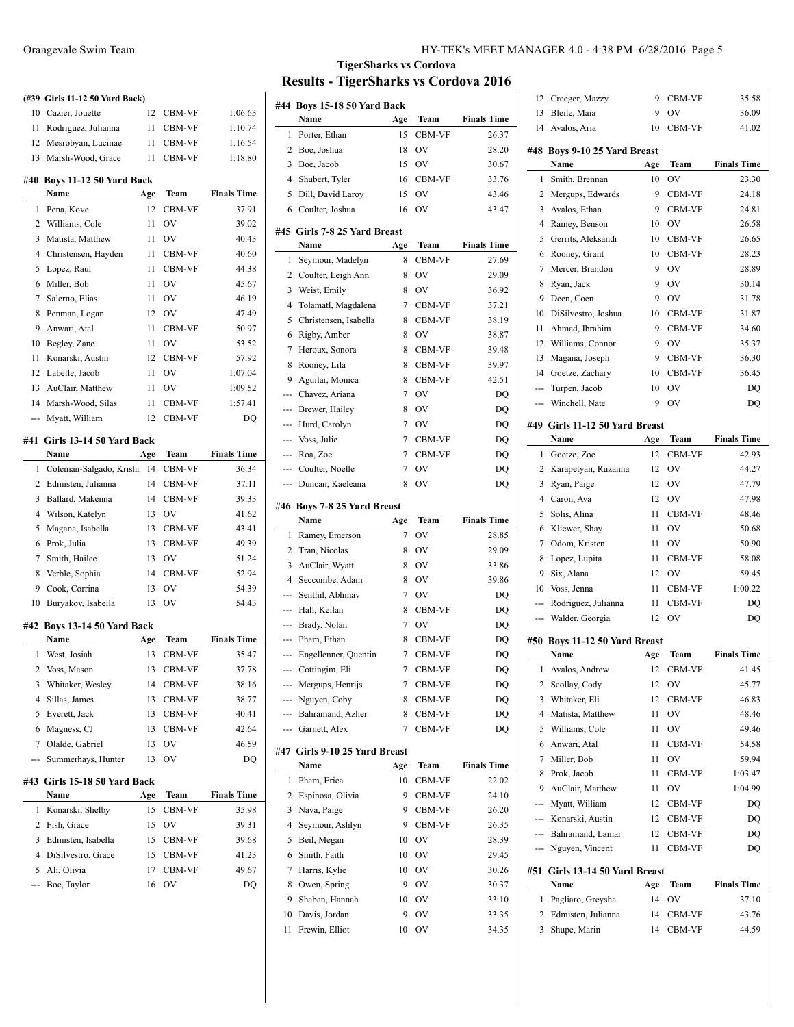## TigerSharks vs Cordova

## Results - TigerSharks vs Cordova 2016

**(#39 Girls 11-12 50 Yard Back)**

| | Name | Age | Team | Finals Time |
|---|---|---|---|---|
| 10 | Cazier, Jouette | 12 | CBM-VF | 1:06.63 |
| 11 | Rodriguez, Julianna | 11 | CBM-VF | 1:10.74 |
| 12 | Mesrobyan, Lucinae | 11 | CBM-VF | 1:16.54 |
| 13 | Marsh-Wood, Grace | 11 | CBM-VF | 1:18.80 |

### #40 Boys 11-12 50 Yard Back

| | Name | Age | Team | Finals Time |
|---|---|---|---|---|
| 1 | Pena, Kove | 12 | CBM-VF | 37.91 |
| 2 | Williams, Cole | 11 | OV | 39.02 |
| 3 | Matista, Matthew | 11 | OV | 40.43 |
| 4 | Christensen, Hayden | 11 | CBM-VF | 40.60 |
| 5 | Lopez, Raul | 11 | CBM-VF | 44.38 |
| 6 | Miller, Bob | 11 | OV | 45.67 |
| 7 | Salerno, Elias | 11 | OV | 46.19 |
| 8 | Penman, Logan | 12 | OV | 47.49 |
| 9 | Anwari, Atal | 11 | CBM-VF | 50.97 |
| 10 | Begley, Zane | 11 | OV | 53.52 |
| 11 | Konarski, Austin | 12 | CBM-VF | 57.92 |
| 12 | Labelle, Jacob | 11 | OV | 1:07.04 |
| 13 | AuClair, Matthew | 11 | OV | 1:09.52 |
| 14 | Marsh-Wood, Silas | 11 | CBM-VF | 1:57.41 |
| --- | Myatt, William | 12 | CBM-VF | DQ |

### #41 Girls 13-14 50 Yard Back

| | Name | Age | Team | Finals Time |
|---|---|---|---|---|
| 1 | Coleman-Salgado, Krishn | 14 | CBM-VF | 36.34 |
| 2 | Edmisten, Julianna | 14 | CBM-VF | 37.11 |
| 3 | Ballard, Makenna | 14 | CBM-VF | 39.33 |
| 4 | Wilson, Katelyn | 13 | OV | 41.62 |
| 5 | Magana, Isabella | 13 | CBM-VF | 43.41 |
| 6 | Prok, Julia | 13 | CBM-VF | 49.39 |
| 7 | Smith, Hailee | 13 | OV | 51.24 |
| 8 | Verble, Sophia | 14 | CBM-VF | 52.94 |
| 9 | Cook, Corrina | 13 | OV | 54.39 |
| 10 | Buryakov, Isabella | 13 | OV | 54.43 |

### #42 Boys 13-14 50 Yard Back

| | Name | Age | Team | Finals Time |
|---|---|---|---|---|
| 1 | West, Josiah | 13 | CBM-VF | 35.47 |
| 2 | Voss, Mason | 13 | CBM-VF | 37.78 |
| 3 | Whitaker, Wesley | 14 | CBM-VF | 38.16 |
| 4 | Sillas, James | 13 | CBM-VF | 38.77 |
| 5 | Everett, Jack | 13 | CBM-VF | 40.41 |
| 6 | Magness, CJ | 13 | CBM-VF | 42.64 |
| 7 | Olalde, Gabriel | 13 | OV | 46.59 |
| --- | Summerhays, Hunter | 13 | OV | DQ |

### #43 Girls 15-18 50 Yard Back

| | Name | Age | Team | Finals Time |
|---|---|---|---|---|
| 1 | Konarski, Shelby | 15 | CBM-VF | 35.98 |
| 2 | Fish, Grace | 15 | OV | 39.31 |
| 3 | Edmisten, Isabella | 15 | CBM-VF | 39.68 |
| 4 | DiSilvestro, Grace | 15 | CBM-VF | 41.23 |
| 5 | Ali, Olivia | 17 | CBM-VF | 49.67 |
| --- | Boe, Taylor | 16 | OV | DQ |

### #44 Boys 15-18 50 Yard Back

| | Name | Age | Team | Finals Time |
|---|---|---|---|---|
| 1 | Porter, Ethan | 15 | CBM-VF | 26.37 |
| 2 | Boe, Joshua | 18 | OV | 28.20 |
| 3 | Boe, Jacob | 15 | OV | 30.67 |
| 4 | Shubert, Tyler | 16 | CBM-VF | 33.76 |
| 5 | Dill, David Laroy | 15 | OV | 43.46 |
| 6 | Coulter, Joshua | 16 | OV | 43.47 |

### #45 Girls 7-8 25 Yard Breast

| | Name | Age | Team | Finals Time |
|---|---|---|---|---|
| 1 | Seymour, Madelyn | 8 | CBM-VF | 27.69 |
| 2 | Coulter, Leigh Ann | 8 | OV | 29.09 |
| 3 | Weist, Emily | 8 | OV | 36.92 |
| 4 | Tolamatl, Magdalena | 7 | CBM-VF | 37.21 |
| 5 | Christensen, Isabella | 8 | CBM-VF | 38.19 |
| 6 | Rigby, Amber | 8 | OV | 38.87 |
| 7 | Heroux, Sonora | 8 | CBM-VF | 39.48 |
| 8 | Rooney, Lila | 8 | CBM-VF | 39.97 |
| 9 | Aguilar, Monica | 8 | CBM-VF | 42.51 |
| --- | Chavez, Ariana | 7 | OV | DQ |
| --- | Brewer, Hailey | 8 | OV | DQ |
| --- | Hurd, Carolyn | 7 | OV | DQ |
| --- | Voss, Julie | 7 | CBM-VF | DQ |
| --- | Roa, Zoe | 7 | CBM-VF | DQ |
| --- | Coulter, Noelle | 7 | OV | DQ |
| --- | Duncan, Kaeleana | 8 | OV | DQ |

### #46 Boys 7-8 25 Yard Breast

| | Name | Age | Team | Finals Time |
|---|---|---|---|---|
| 1 | Ramey, Emerson | 7 | OV | 28.85 |
| 2 | Tran, Nicolas | 8 | OV | 29.09 |
| 3 | AuClair, Wyatt | 8 | OV | 33.86 |
| 4 | Seccombe, Adam | 8 | OV | 39.86 |
| --- | Senthil, Abhinav | 7 | OV | DQ |
| --- | Hall, Keilan | 8 | CBM-VF | DQ |
| --- | Brady, Nolan | 7 | OV | DQ |
| --- | Pham, Ethan | 8 | CBM-VF | DQ |
| --- | Engellenner, Quentin | 7 | CBM-VF | DQ |
| --- | Cottingim, Eli | 7 | CBM-VF | DQ |
| --- | Mergups, Henrijs | 7 | CBM-VF | DQ |
| --- | Nguyen, Coby | 8 | CBM-VF | DQ |
| --- | Bahramand, Azher | 8 | CBM-VF | DQ |
| --- | Garnett, Alex | 7 | CBM-VF | DQ |

### #47 Girls 9-10 25 Yard Breast

| | Name | Age | Team | Finals Time |
|---|---|---|---|---|
| 1 | Pham, Erica | 10 | CBM-VF | 22.02 |
| 2 | Espinosa, Olivia | 9 | CBM-VF | 24.10 |
| 3 | Nava, Paige | 9 | CBM-VF | 26.20 |
| 4 | Seymour, Ashlyn | 9 | CBM-VF | 26.35 |
| 5 | Beil, Megan | 10 | OV | 28.39 |
| 6 | Smith, Faith | 10 | OV | 29.45 |
| 7 | Harris, Kylie | 10 | OV | 30.26 |
| 8 | Owen, Spring | 9 | OV | 30.37 |
| 9 | Shaban, Hannah | 10 | OV | 33.10 |
| 10 | Davis, Jordan | 9 | OV | 33.35 |
| 11 | Frewin, Elliot | 10 | OV | 34.35 |
| 12 | Creeger, Mazzy | 9 | CBM-VF | 35.58 |
| 13 | Bleile, Maia | 9 | OV | 36.09 |
| 14 | Avalos, Aria | 10 | CBM-VF | 41.02 |

### #48 Boys 9-10 25 Yard Breast

| | Name | Age | Team | Finals Time |
|---|---|---|---|---|
| 1 | Smith, Brennan | 10 | OV | 23.30 |
| 2 | Mergups, Edwards | 9 | CBM-VF | 24.18 |
| 3 | Avalos, Ethan | 9 | CBM-VF | 24.81 |
| 4 | Ramey, Benson | 10 | OV | 26.58 |
| 5 | Gerrits, Aleksandr | 10 | CBM-VF | 26.65 |
| 6 | Rooney, Grant | 10 | CBM-VF | 28.23 |
| 7 | Mercer, Brandon | 9 | OV | 28.89 |
| 8 | Ryan, Jack | 9 | OV | 30.14 |
| 9 | Deen, Coen | 9 | OV | 31.78 |
| 10 | DiSilvestro, Joshua | 10 | CBM-VF | 31.87 |
| 11 | Ahmad, Ibrahim | 9 | CBM-VF | 34.60 |
| 12 | Williams, Connor | 9 | OV | 35.37 |
| 13 | Magana, Joseph | 9 | CBM-VF | 36.30 |
| 14 | Goetze, Zachary | 10 | CBM-VF | 36.45 |
| --- | Turpen, Jacob | 10 | OV | DQ |
| --- | Winchell, Nate | 9 | OV | DQ |

### #49 Girls 11-12 50 Yard Breast

| | Name | Age | Team | Finals Time |
|---|---|---|---|---|
| 1 | Goetze, Zoe | 12 | CBM-VF | 42.93 |
| 2 | Karapetyan, Ruzanna | 12 | OV | 44.27 |
| 3 | Ryan, Paige | 12 | OV | 47.79 |
| 4 | Caron, Ava | 12 | OV | 47.98 |
| 5 | Solis, Alina | 11 | CBM-VF | 48.46 |
| 6 | Kliewer, Shay | 11 | OV | 50.68 |
| 7 | Odom, Kristen | 11 | OV | 50.90 |
| 8 | Lopez, Lupita | 11 | CBM-VF | 58.08 |
| 9 | Six, Alana | 12 | OV | 59.45 |
| 10 | Voss, Jenna | 11 | CBM-VF | 1:00.22 |
| --- | Rodriguez, Julianna | 11 | CBM-VF | DQ |
| --- | Walder, Georgia | 12 | OV | DQ |

### #50 Boys 11-12 50 Yard Breast

| | Name | Age | Team | Finals Time |
|---|---|---|---|---|
| 1 | Avalos, Andrew | 12 | CBM-VF | 41.45 |
| 2 | Scollay, Cody | 12 | OV | 45.77 |
| 3 | Whitaker, Eli | 12 | CBM-VF | 46.83 |
| 4 | Matista, Matthew | 11 | OV | 48.46 |
| 5 | Williams, Cole | 11 | OV | 49.46 |
| 6 | Anwari, Atal | 11 | CBM-VF | 54.58 |
| 7 | Miller, Bob | 11 | OV | 59.94 |
| 8 | Prok, Jacob | 11 | CBM-VF | 1:03.47 |
| 9 | AuClair, Matthew | 11 | OV | 1:04.99 |
| --- | Myatt, William | 12 | CBM-VF | DQ |
| --- | Konarski, Austin | 12 | CBM-VF | DQ |
| --- | Bahramand, Lamar | 12 | CBM-VF | DQ |
| --- | Nguyen, Vincent | 11 | CBM-VF | DQ |

### #51 Girls 13-14 50 Yard Breast

| | Name | Age | Team | Finals Time |
|---|---|---|---|---|
| 1 | Pagliaro, Greysha | 14 | OV | 37.10 |
| 2 | Edmisten, Julianna | 14 | CBM-VF | 43.76 |
| 3 | Shupe, Marin | 14 | CBM-VF | 44.59 |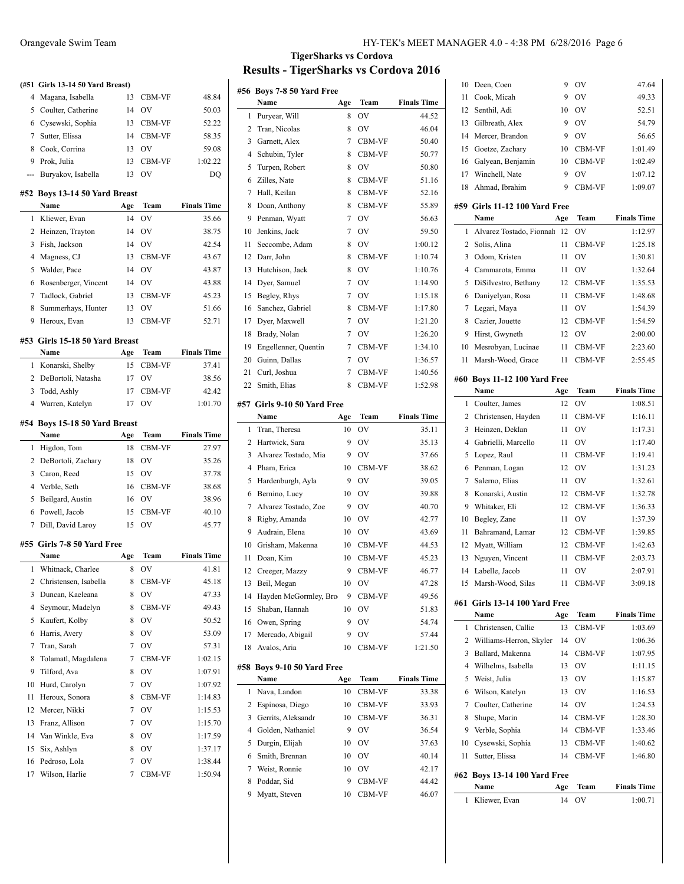## TigerSharks vs Cordova

# Results - TigerSharks vs Cordova 2016

### (#51 Girls 13-14 50 Yard Breast)

| | Name | Age | Team | Finals Time |
|---|---|---|---|---|
| 4 | Magana, Isabella | 13 | CBM-VF | 48.84 |
| 5 | Coulter, Catherine | 14 | OV | 50.03 |
| 6 | Cysewski, Sophia | 13 | CBM-VF | 52.22 |
| 7 | Sutter, Elissa | 14 | CBM-VF | 58.35 |
| 8 | Cook, Corrina | 13 | OV | 59.08 |
| 9 | Prok, Julia | 13 | CBM-VF | 1:02.22 |
| --- | Buryakov, Isabella | 13 | OV | DQ |

### #52 Boys 13-14 50 Yard Breast

| | Name | Age | Team | Finals Time |
|---|---|---|---|---|
| 1 | Kliewer, Evan | 14 | OV | 35.66 |
| 2 | Heinzen, Trayton | 14 | OV | 38.75 |
| 3 | Fish, Jackson | 14 | OV | 42.54 |
| 4 | Magness, CJ | 13 | CBM-VF | 43.67 |
| 5 | Walder, Pace | 14 | OV | 43.87 |
| 6 | Rosenberger, Vincent | 14 | OV | 43.88 |
| 7 | Tadlock, Gabriel | 13 | CBM-VF | 45.23 |
| 8 | Summerhays, Hunter | 13 | OV | 51.66 |
| 9 | Heroux, Evan | 13 | CBM-VF | 52.71 |

### #53 Girls 15-18 50 Yard Breast

| | Name | Age | Team | Finals Time |
|---|---|---|---|---|
| 1 | Konarski, Shelby | 15 | CBM-VF | 37.41 |
| 2 | DeBortoli, Natasha | 17 | OV | 38.56 |
| 3 | Todd, Ashly | 17 | CBM-VF | 42.42 |
| 4 | Warren, Katelyn | 17 | OV | 1:01.70 |

### #54 Boys 15-18 50 Yard Breast

| | Name | Age | Team | Finals Time |
|---|---|---|---|---|
| 1 | Higdon, Tom | 18 | CBM-VF | 27.97 |
| 2 | DeBortoli, Zachary | 18 | OV | 35.26 |
| 3 | Caron, Reed | 15 | OV | 37.78 |
| 4 | Verble, Seth | 16 | CBM-VF | 38.68 |
| 5 | Beilgard, Austin | 16 | OV | 38.96 |
| 6 | Powell, Jacob | 15 | CBM-VF | 40.10 |
| 7 | Dill, David Laroy | 15 | OV | 45.77 |

### #55 Girls 7-8 50 Yard Free

| | Name | Age | Team | Finals Time |
|---|---|---|---|---|
| 1 | Whitnack, Charlee | 8 | OV | 41.81 |
| 2 | Christensen, Isabella | 8 | CBM-VF | 45.18 |
| 3 | Duncan, Kaeleana | 8 | OV | 47.33 |
| 4 | Seymour, Madelyn | 8 | CBM-VF | 49.43 |
| 5 | Kaufert, Kolby | 8 | OV | 50.52 |
| 6 | Harris, Avery | 8 | OV | 53.09 |
| 7 | Tran, Sarah | 7 | OV | 57.31 |
| 8 | Tolamatl, Magdalena | 7 | CBM-VF | 1:02.15 |
| 9 | Tilford, Ava | 8 | OV | 1:07.91 |
| 10 | Hurd, Carolyn | 7 | OV | 1:07.92 |
| 11 | Heroux, Sonora | 8 | CBM-VF | 1:14.83 |
| 12 | Mercer, Nikki | 7 | OV | 1:15.53 |
| 13 | Franz, Allison | 7 | OV | 1:15.70 |
| 14 | Van Winkle, Eva | 8 | OV | 1:17.59 |
| 15 | Six, Ashlyn | 8 | OV | 1:37.17 |
| 16 | Pedroso, Lola | 7 | OV | 1:38.44 |
| 17 | Wilson, Harlie | 7 | CBM-VF | 1:50.94 |

### #56 Boys 7-8 50 Yard Free

| | Name | Age | Team | Finals Time |
|---|---|---|---|---|
| 1 | Puryear, Will | 8 | OV | 44.52 |
| 2 | Tran, Nicolas | 8 | OV | 46.04 |
| 3 | Garnett, Alex | 7 | CBM-VF | 50.40 |
| 4 | Schubin, Tyler | 8 | CBM-VF | 50.77 |
| 5 | Turpen, Robert | 8 | OV | 50.80 |
| 6 | Zilles, Nate | 8 | CBM-VF | 51.16 |
| 7 | Hall, Keilan | 8 | CBM-VF | 52.16 |
| 8 | Doan, Anthony | 8 | CBM-VF | 55.89 |
| 9 | Penman, Wyatt | 7 | OV | 56.63 |
| 10 | Jenkins, Jack | 7 | OV | 59.50 |
| 11 | Seccombe, Adam | 8 | OV | 1:00.12 |
| 12 | Darr, John | 8 | CBM-VF | 1:10.74 |
| 13 | Hutchison, Jack | 8 | OV | 1:10.76 |
| 14 | Dyer, Samuel | 7 | OV | 1:14.90 |
| 15 | Begley, Rhys | 7 | OV | 1:15.18 |
| 16 | Sanchez, Gabriel | 8 | CBM-VF | 1:17.80 |
| 17 | Dyer, Maxwell | 7 | OV | 1:21.20 |
| 18 | Brady, Nolan | 7 | OV | 1:26.20 |
| 19 | Engellenner, Quentin | 7 | CBM-VF | 1:34.10 |
| 20 | Guinn, Dallas | 7 | OV | 1:36.57 |
| 21 | Curl, Joshua | 7 | CBM-VF | 1:40.56 |
| 22 | Smith, Elias | 8 | CBM-VF | 1:52.98 |

### #57 Girls 9-10 50 Yard Free

| | Name | Age | Team | Finals Time |
|---|---|---|---|---|
| 1 | Tran, Theresa | 10 | OV | 35.11 |
| 2 | Hartwick, Sara | 9 | OV | 35.13 |
| 3 | Alvarez Tostado, Mia | 9 | OV | 37.66 |
| 4 | Pham, Erica | 10 | CBM-VF | 38.62 |
| 5 | Hardenburgh, Ayla | 9 | OV | 39.05 |
| 6 | Bernino, Lucy | 10 | OV | 39.88 |
| 7 | Alvarez Tostado, Zoe | 9 | OV | 40.70 |
| 8 | Rigby, Amanda | 10 | OV | 42.77 |
| 9 | Audrain, Elena | 10 | OV | 43.69 |
| 10 | Grisham, Makenna | 10 | CBM-VF | 44.53 |
| 11 | Doan, Kim | 10 | CBM-VF | 45.23 |
| 12 | Creeger, Mazzy | 9 | CBM-VF | 46.77 |
| 13 | Beil, Megan | 10 | OV | 47.28 |
| 14 | Hayden McGormley, Bro | 9 | CBM-VF | 49.56 |
| 15 | Shaban, Hannah | 10 | OV | 51.83 |
| 16 | Owen, Spring | 9 | OV | 54.74 |
| 17 | Mercado, Abigail | 9 | OV | 57.44 |
| 18 | Avalos, Aria | 10 | CBM-VF | 1:21.50 |

### #58 Boys 9-10 50 Yard Free

| | Name | Age | Team | Finals Time |
|---|---|---|---|---|
| 1 | Nava, Landon | 10 | CBM-VF | 33.38 |
| 2 | Espinosa, Diego | 10 | CBM-VF | 33.93 |
| 3 | Gerrits, Aleksandr | 10 | CBM-VF | 36.31 |
| 4 | Golden, Nathaniel | 9 | OV | 36.54 |
| 5 | Durgin, Elijah | 10 | OV | 37.63 |
| 6 | Smith, Brennan | 10 | OV | 40.14 |
| 7 | Weist, Ronnie | 10 | OV | 42.17 |
| 8 | Poddar, Sid | 9 | CBM-VF | 44.42 |
| 9 | Myatt, Steven | 10 | CBM-VF | 46.07 |
| 10 | Deen, Coen | 9 | OV | 47.64 |
| 11 | Cook, Micah | 9 | OV | 49.33 |
| 12 | Senthil, Adi | 10 | OV | 52.51 |
| 13 | Gilbreath, Alex | 9 | OV | 54.79 |
| 14 | Mercer, Brandon | 9 | OV | 56.65 |
| 15 | Goetze, Zachary | 10 | CBM-VF | 1:01.49 |
| 16 | Galyean, Benjamin | 10 | CBM-VF | 1:02.49 |
| 17 | Winchell, Nate | 9 | OV | 1:07.12 |
| 18 | Ahmad, Ibrahim | 9 | CBM-VF | 1:09.07 |

### #59 Girls 11-12 100 Yard Free

| | Name | Age | Team | Finals Time |
|---|---|---|---|---|
| 1 | Alvarez Tostado, Fionnah | 12 | OV | 1:12.97 |
| 2 | Solis, Alina | 11 | CBM-VF | 1:25.18 |
| 3 | Odom, Kristen | 11 | OV | 1:30.81 |
| 4 | Cammarota, Emma | 11 | OV | 1:32.64 |
| 5 | DiSilvestro, Bethany | 12 | CBM-VF | 1:35.53 |
| 6 | Daniyelyan, Rosa | 11 | CBM-VF | 1:48.68 |
| 7 | Legari, Maya | 11 | OV | 1:54.39 |
| 8 | Cazier, Jouette | 12 | CBM-VF | 1:54.59 |
| 9 | Hirst, Gwyneth | 12 | OV | 2:00.00 |
| 10 | Mesrobyan, Lucinae | 11 | CBM-VF | 2:23.60 |
| 11 | Marsh-Wood, Grace | 11 | CBM-VF | 2:55.45 |

### #60 Boys 11-12 100 Yard Free

| | Name | Age | Team | Finals Time |
|---|---|---|---|---|
| 1 | Coulter, James | 12 | OV | 1:08.51 |
| 2 | Christensen, Hayden | 11 | CBM-VF | 1:16.11 |
| 3 | Heinzen, Deklan | 11 | OV | 1:17.31 |
| 4 | Gabrielli, Marcello | 11 | OV | 1:17.40 |
| 5 | Lopez, Raul | 11 | CBM-VF | 1:19.41 |
| 6 | Penman, Logan | 12 | OV | 1:31.23 |
| 7 | Salerno, Elias | 11 | OV | 1:32.61 |
| 8 | Konarski, Austin | 12 | CBM-VF | 1:32.78 |
| 9 | Whitaker, Eli | 12 | CBM-VF | 1:36.33 |
| 10 | Begley, Zane | 11 | OV | 1:37.39 |
| 11 | Bahramand, Lamar | 12 | CBM-VF | 1:39.85 |
| 12 | Myatt, William | 12 | CBM-VF | 1:42.63 |
| 13 | Nguyen, Vincent | 11 | CBM-VF | 2:03.73 |
| 14 | Labelle, Jacob | 11 | OV | 2:07.91 |
| 15 | Marsh-Wood, Silas | 11 | CBM-VF | 3:09.18 |

### #61 Girls 13-14 100 Yard Free

| | Name | Age | Team | Finals Time |
|---|---|---|---|---|
| 1 | Christensen, Callie | 13 | CBM-VF | 1:03.69 |
| 2 | Williams-Herron, Skyler | 14 | OV | 1:06.36 |
| 3 | Ballard, Makenna | 14 | CBM-VF | 1:07.95 |
| 4 | Wilhelms, Isabella | 13 | OV | 1:11.15 |
| 5 | Weist, Julia | 13 | OV | 1:15.87 |
| 6 | Wilson, Katelyn | 13 | OV | 1:16.53 |
| 7 | Coulter, Catherine | 14 | OV | 1:24.53 |
| 8 | Shupe, Marin | 14 | CBM-VF | 1:28.30 |
| 9 | Verble, Sophia | 14 | CBM-VF | 1:33.46 |
| 10 | Cysewski, Sophia | 13 | CBM-VF | 1:40.62 |
| 11 | Sutter, Elissa | 14 | CBM-VF | 1:46.80 |

### #62 Boys 13-14 100 Yard Free

| | Name | Age | Team | Finals Time |
|---|---|---|---|---|
| 1 | Kliewer, Evan | 14 | OV | 1:00.71 |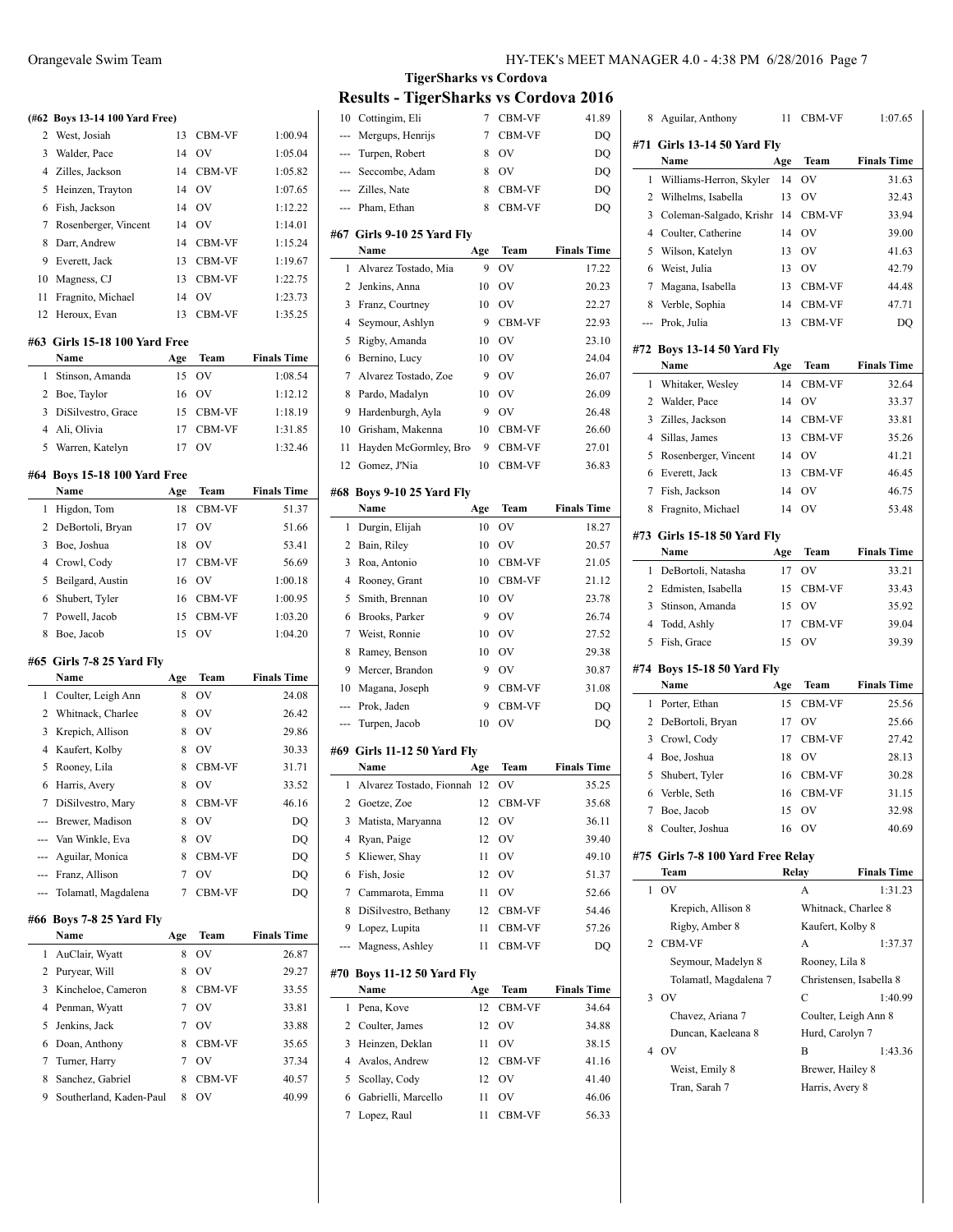## TigerSharks vs Cordova

## Results - TigerSharks vs Cordova 2016

### (#62 Boys 13-14 100 Yard Free)

| | Name | Age | Team | Finals Time |
|---|---|---|---|---|
| 2 | West, Josiah | 13 | CBM-VF | 1:00.94 |
| 3 | Walder, Pace | 14 | OV | 1:05.04 |
| 4 | Zilles, Jackson | 14 | CBM-VF | 1:05.82 |
| 5 | Heinzen, Trayton | 14 | OV | 1:07.65 |
| 6 | Fish, Jackson | 14 | OV | 1:12.22 |
| 7 | Rosenberger, Vincent | 14 | OV | 1:14.01 |
| 8 | Darr, Andrew | 14 | CBM-VF | 1:15.24 |
| 9 | Everett, Jack | 13 | CBM-VF | 1:19.67 |
| 10 | Magness, CJ | 13 | CBM-VF | 1:22.75 |
| 11 | Fragnito, Michael | 14 | OV | 1:23.73 |
| 12 | Heroux, Evan | 13 | CBM-VF | 1:35.25 |

### #63 Girls 15-18 100 Yard Free

| | Name | Age | Team | Finals Time |
|---|---|---|---|---|
| 1 | Stinson, Amanda | 15 | OV | 1:08.54 |
| 2 | Boe, Taylor | 16 | OV | 1:12.12 |
| 3 | DiSilvestro, Grace | 15 | CBM-VF | 1:18.19 |
| 4 | Ali, Olivia | 17 | CBM-VF | 1:31.85 |
| 5 | Warren, Katelyn | 17 | OV | 1:32.46 |

### #64 Boys 15-18 100 Yard Free

| | Name | Age | Team | Finals Time |
|---|---|---|---|---|
| 1 | Higdon, Tom | 18 | CBM-VF | 51.37 |
| 2 | DeBortoli, Bryan | 17 | OV | 51.66 |
| 3 | Boe, Joshua | 18 | OV | 53.41 |
| 4 | Crowl, Cody | 17 | CBM-VF | 56.69 |
| 5 | Beilgard, Austin | 16 | OV | 1:00.18 |
| 6 | Shubert, Tyler | 16 | CBM-VF | 1:00.95 |
| 7 | Powell, Jacob | 15 | CBM-VF | 1:03.20 |
| 8 | Boe, Jacob | 15 | OV | 1:04.20 |

### #65 Girls 7-8 25 Yard Fly

| | Name | Age | Team | Finals Time |
|---|---|---|---|---|
| 1 | Coulter, Leigh Ann | 8 | OV | 24.08 |
| 2 | Whitnack, Charlee | 8 | OV | 26.42 |
| 3 | Krepich, Allison | 8 | OV | 29.86 |
| 4 | Kaufert, Kolby | 8 | OV | 30.33 |
| 5 | Rooney, Lila | 8 | CBM-VF | 31.71 |
| 6 | Harris, Avery | 8 | OV | 33.52 |
| 7 | DiSilvestro, Mary | 8 | CBM-VF | 46.16 |
| --- | Brewer, Madison | 8 | OV | DQ |
| --- | Van Winkle, Eva | 8 | OV | DQ |
| --- | Aguilar, Monica | 8 | CBM-VF | DQ |
| --- | Franz, Allison | 7 | OV | DQ |
| --- | Tolamatl, Magdalena | 7 | CBM-VF | DQ |

### #66 Boys 7-8 25 Yard Fly

| | Name | Age | Team | Finals Time |
|---|---|---|---|---|
| 1 | AuClair, Wyatt | 8 | OV | 26.87 |
| 2 | Puryear, Will | 8 | OV | 29.27 |
| 3 | Kincheloe, Cameron | 8 | CBM-VF | 33.55 |
| 4 | Penman, Wyatt | 7 | OV | 33.81 |
| 5 | Jenkins, Jack | 7 | OV | 33.88 |
| 6 | Doan, Anthony | 8 | CBM-VF | 35.65 |
| 7 | Turner, Harry | 7 | OV | 37.34 |
| 8 | Sanchez, Gabriel | 8 | CBM-VF | 40.57 |
| 9 | Southerland, Kaden-Paul | 8 | OV | 40.99 |
| 10 | Cottingim, Eli | 7 | CBM-VF | 41.89 |
| --- | Mergups, Henrijs | 7 | CBM-VF | DQ |
| --- | Turpen, Robert | 8 | OV | DQ |
| --- | Seccombe, Adam | 8 | OV | DQ |
| --- | Zilles, Nate | 8 | CBM-VF | DQ |
| --- | Pham, Ethan | 8 | CBM-VF | DQ |

### #67 Girls 9-10 25 Yard Fly

| | Name | Age | Team | Finals Time |
|---|---|---|---|---|
| 1 | Alvarez Tostado, Mia | 9 | OV | 17.22 |
| 2 | Jenkins, Anna | 10 | OV | 20.23 |
| 3 | Franz, Courtney | 10 | OV | 22.27 |
| 4 | Seymour, Ashlyn | 9 | CBM-VF | 22.93 |
| 5 | Rigby, Amanda | 10 | OV | 23.10 |
| 6 | Bernino, Lucy | 10 | OV | 24.04 |
| 7 | Alvarez Tostado, Zoe | 9 | OV | 26.07 |
| 8 | Pardo, Madalyn | 10 | OV | 26.09 |
| 9 | Hardenburgh, Ayla | 9 | OV | 26.48 |
| 10 | Grisham, Makenna | 10 | CBM-VF | 26.60 |
| 11 | Hayden McGormley, Bro | 9 | CBM-VF | 27.01 |
| 12 | Gomez, J'Nia | 10 | CBM-VF | 36.83 |

### #68 Boys 9-10 25 Yard Fly

| | Name | Age | Team | Finals Time |
|---|---|---|---|---|
| 1 | Durgin, Elijah | 10 | OV | 18.27 |
| 2 | Bain, Riley | 10 | OV | 20.57 |
| 3 | Roa, Antonio | 10 | CBM-VF | 21.05 |
| 4 | Rooney, Grant | 10 | CBM-VF | 21.12 |
| 5 | Smith, Brennan | 10 | OV | 23.78 |
| 6 | Brooks, Parker | 9 | OV | 26.74 |
| 7 | Weist, Ronnie | 10 | OV | 27.52 |
| 8 | Ramey, Benson | 10 | OV | 29.38 |
| 9 | Mercer, Brandon | 9 | OV | 30.87 |
| 10 | Magana, Joseph | 9 | CBM-VF | 31.08 |
| --- | Prok, Jaden | 9 | CBM-VF | DQ |
| --- | Turpen, Jacob | 10 | OV | DQ |

### #69 Girls 11-12 50 Yard Fly

| | Name | Age | Team | Finals Time |
|---|---|---|---|---|
| 1 | Alvarez Tostado, Fionnah | 12 | OV | 35.25 |
| 2 | Goetze, Zoe | 12 | CBM-VF | 35.68 |
| 3 | Matista, Maryanna | 12 | OV | 36.11 |
| 4 | Ryan, Paige | 12 | OV | 39.40 |
| 5 | Kliewer, Shay | 11 | OV | 49.10 |
| 6 | Fish, Josie | 12 | OV | 51.37 |
| 7 | Cammarota, Emma | 11 | OV | 52.66 |
| 8 | DiSilvestro, Bethany | 12 | CBM-VF | 54.46 |
| 9 | Lopez, Lupita | 11 | CBM-VF | 57.26 |
| --- | Magness, Ashley | 11 | CBM-VF | DQ |

### #70 Boys 11-12 50 Yard Fly

| | Name | Age | Team | Finals Time |
|---|---|---|---|---|
| 1 | Pena, Kove | 12 | CBM-VF | 34.64 |
| 2 | Coulter, James | 12 | OV | 34.88 |
| 3 | Heinzen, Deklan | 11 | OV | 38.15 |
| 4 | Avalos, Andrew | 12 | CBM-VF | 41.16 |
| 5 | Scollay, Cody | 12 | OV | 41.40 |
| 6 | Gabrielli, Marcello | 11 | OV | 46.06 |
| 7 | Lopez, Raul | 11 | CBM-VF | 56.33 |
| 8 | Aguilar, Anthony | 11 | CBM-VF | 1:07.65 |

### #71 Girls 13-14 50 Yard Fly

| | Name | Age | Team | Finals Time |
|---|---|---|---|---|
| 1 | Williams-Herron, Skyler | 14 | OV | 31.63 |
| 2 | Wilhelms, Isabella | 13 | OV | 32.43 |
| 3 | Coleman-Salgado, Krishr | 14 | CBM-VF | 33.94 |
| 4 | Coulter, Catherine | 14 | OV | 39.00 |
| 5 | Wilson, Katelyn | 13 | OV | 41.63 |
| 6 | Weist, Julia | 13 | OV | 42.79 |
| 7 | Magana, Isabella | 13 | CBM-VF | 44.48 |
| 8 | Verble, Sophia | 14 | CBM-VF | 47.71 |
| --- | Prok, Julia | 13 | CBM-VF | DQ |

### #72 Boys 13-14 50 Yard Fly

| | Name | Age | Team | Finals Time |
|---|---|---|---|---|
| 1 | Whitaker, Wesley | 14 | CBM-VF | 32.64 |
| 2 | Walder, Pace | 14 | OV | 33.37 |
| 3 | Zilles, Jackson | 14 | CBM-VF | 33.81 |
| 4 | Sillas, James | 13 | CBM-VF | 35.26 |
| 5 | Rosenberger, Vincent | 14 | OV | 41.21 |
| 6 | Everett, Jack | 13 | CBM-VF | 46.45 |
| 7 | Fish, Jackson | 14 | OV | 46.75 |
| 8 | Fragnito, Michael | 14 | OV | 53.48 |

### #73 Girls 15-18 50 Yard Fly

| | Name | Age | Team | Finals Time |
|---|---|---|---|---|
| 1 | DeBortoli, Natasha | 17 | OV | 33.21 |
| 2 | Edmisten, Isabella | 15 | CBM-VF | 33.43 |
| 3 | Stinson, Amanda | 15 | OV | 35.92 |
| 4 | Todd, Ashly | 17 | CBM-VF | 39.04 |
| 5 | Fish, Grace | 15 | OV | 39.39 |

### #74 Boys 15-18 50 Yard Fly

| | Name | Age | Team | Finals Time |
|---|---|---|---|---|
| 1 | Porter, Ethan | 15 | CBM-VF | 25.56 |
| 2 | DeBortoli, Bryan | 17 | OV | 25.66 |
| 3 | Crowl, Cody | 17 | CBM-VF | 27.42 |
| 4 | Boe, Joshua | 18 | OV | 28.13 |
| 5 | Shubert, Tyler | 16 | CBM-VF | 30.28 |
| 6 | Verble, Seth | 16 | CBM-VF | 31.15 |
| 7 | Boe, Jacob | 15 | OV | 32.98 |
| 8 | Coulter, Joshua | 16 | OV | 40.69 |

### #75 Girls 7-8 100 Yard Free Relay

| | Team | Relay | Finals Time |
|---|---|---|---|
| 1 | OV | A | 1:31.23 |
| | Krepich, Allison 8 | Whitnack, Charlee 8 | |
| | Rigby, Amber 8 | Kaufert, Kolby 8 | |
| 2 | CBM-VF | A | 1:37.37 |
| | Seymour, Madelyn 8 | Rooney, Lila 8 | |
| | Tolamatl, Magdalena 7 | Christensen, Isabella 8 | |
| 3 | OV | C | 1:40.99 |
| | Chavez, Ariana 7 | Coulter, Leigh Ann 8 | |
| | Duncan, Kaeleana 8 | Hurd, Carolyn 7 | |
| 4 | OV | B | 1:43.36 |
| | Weist, Emily 8 | Brewer, Hailey 8 | |
| | Tran, Sarah 7 | Harris, Avery 8 | |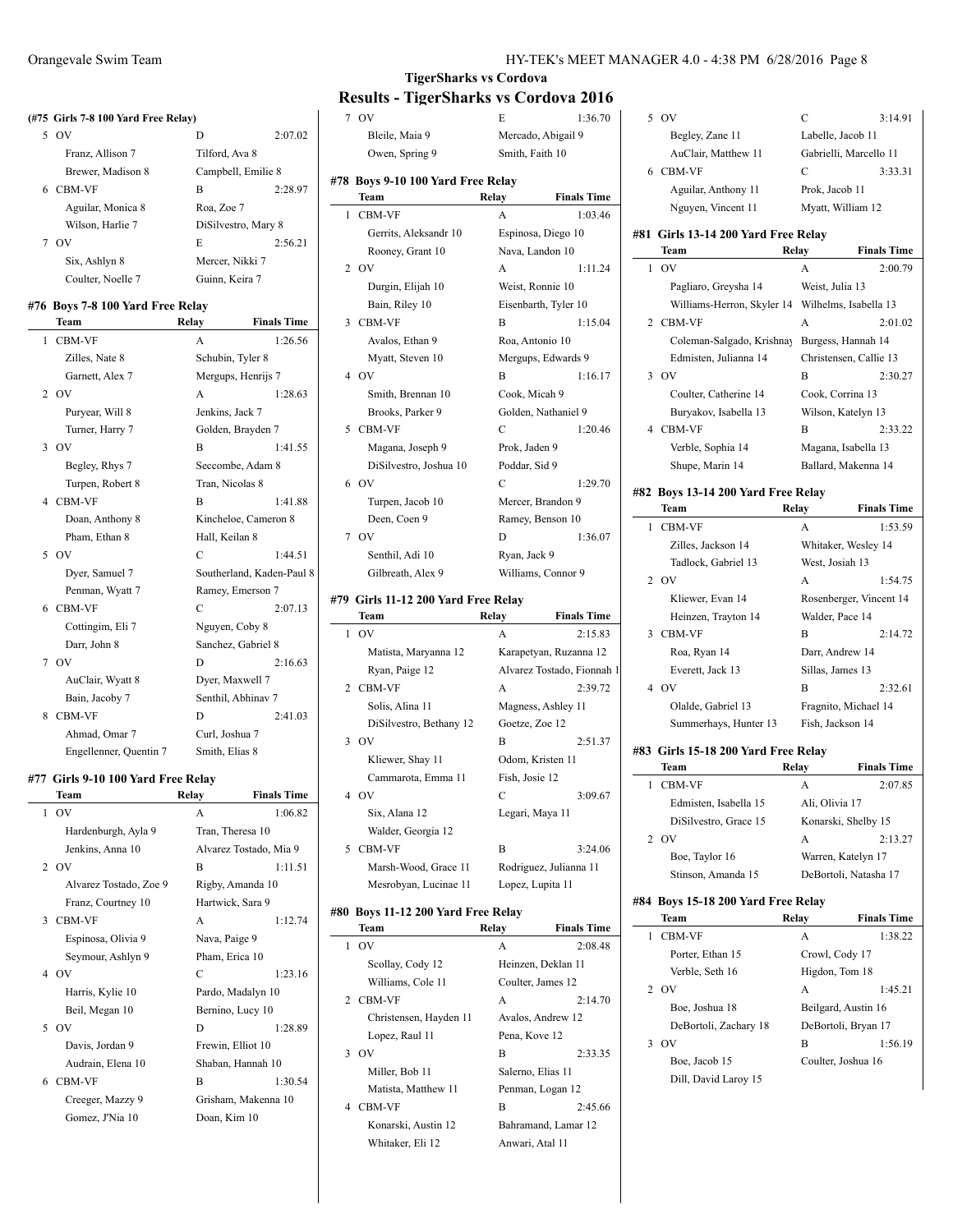## TigerSharks vs Cordova

## Results - TigerSharks vs Cordova 2016

### (#75 Girls 7-8 100 Yard Free Relay)

| | Team | Relay | Finals Time |
|---|---|---|---|
| 5 | OV | D | 2:07.02 |
| | Franz, Allison 7 | Tilford, Ava 8 | |
| | Brewer, Madison 8 | Campbell, Emilie 8 | |
| 6 | CBM-VF | B | 2:28.97 |
| | Aguilar, Monica 8 | Roa, Zoe 7 | |
| | Wilson, Harlie 7 | DiSilvestro, Mary 8 | |
| 7 | OV | E | 2:56.21 |
| | Six, Ashlyn 8 | Mercer, Nikki 7 | |
| | Coulter, Noelle 7 | Guinn, Keira 7 | |

### #76 Boys 7-8 100 Yard Free Relay

| | Team | Relay | Finals Time |
|---|---|---|---|
| 1 | CBM-VF | A | 1:26.56 |
| | Zilles, Nate 8 | Schubin, Tyler 8 | |
| | Garnett, Alex 7 | Mergups, Henrijs 7 | |
| 2 | OV | A | 1:28.63 |
| | Puryear, Will 8 | Jenkins, Jack 7 | |
| | Turner, Harry 7 | Golden, Brayden 7 | |
| 3 | OV | B | 1:41.55 |
| | Begley, Rhys 7 | Seccombe, Adam 8 | |
| | Turpen, Robert 8 | Tran, Nicolas 8 | |
| 4 | CBM-VF | B | 1:41.88 |
| | Doan, Anthony 8 | Kincheloe, Cameron 8 | |
| | Pham, Ethan 8 | Hall, Keilan 8 | |
| 5 | OV | C | 1:44.51 |
| | Dyer, Samuel 7 | Southerland, Kaden-Paul 8 | |
| | Penman, Wyatt 7 | Ramey, Emerson 7 | |
| 6 | CBM-VF | C | 2:07.13 |
| | Cottingim, Eli 7 | Nguyen, Coby 8 | |
| | Darr, John 8 | Sanchez, Gabriel 8 | |
| 7 | OV | D | 2:16.63 |
| | AuClair, Wyatt 8 | Dyer, Maxwell 7 | |
| | Bain, Jacoby 7 | Senthil, Abhinav 7 | |
| 8 | CBM-VF | D | 2:41.03 |
| | Ahmad, Omar 7 | Curl, Joshua 7 | |
| | Engellenner, Quentin 7 | Smith, Elias 8 | |

### #77 Girls 9-10 100 Yard Free Relay

| | Team | Relay | Finals Time |
|---|---|---|---|
| 1 | OV | A | 1:06.82 |
| | Hardenburgh, Ayla 9 | Tran, Theresa 10 | |
| | Jenkins, Anna 10 | Alvarez Tostado, Mia 9 | |
| 2 | OV | B | 1:11.51 |
| | Alvarez Tostado, Zoe 9 | Rigby, Amanda 10 | |
| | Franz, Courtney 10 | Hartwick, Sara 9 | |
| 3 | CBM-VF | A | 1:12.74 |
| | Espinosa, Olivia 9 | Nava, Paige 9 | |
| | Seymour, Ashlyn 9 | Pham, Erica 10 | |
| 4 | OV | C | 1:23.16 |
| | Harris, Kylie 10 | Pardo, Madalyn 10 | |
| | Beil, Megan 10 | Bernino, Lucy 10 | |
| 5 | OV | D | 1:28.89 |
| | Davis, Jordan 9 | Frewin, Elliot 10 | |
| | Audrain, Elena 10 | Shaban, Hannah 10 | |
| 6 | CBM-VF | B | 1:30.54 |
| | Creeger, Mazzy 9 | Grisham, Makenna 10 | |
| | Gomez, J'Nia 10 | Doan, Kim 10 | |
| 7 | OV | E | 1:36.70 |
| | Bleile, Maia 9 | Mercado, Abigail 9 | |
| | Owen, Spring 9 | Smith, Faith 10 | |

### #78 Boys 9-10 100 Yard Free Relay

| | Team | Relay | Finals Time |
|---|---|---|---|
| 1 | CBM-VF | A | 1:03.46 |
| | Gerrits, Aleksandr 10 | Espinosa, Diego 10 | |
| | Rooney, Grant 10 | Nava, Landon 10 | |
| 2 | OV | A | 1:11.24 |
| | Durgin, Elijah 10 | Weist, Ronnie 10 | |
| | Bain, Riley 10 | Eisenbarth, Tyler 10 | |
| 3 | CBM-VF | B | 1:15.04 |
| | Avalos, Ethan 9 | Roa, Antonio 10 | |
| | Myatt, Steven 10 | Mergups, Edwards 9 | |
| 4 | OV | B | 1:16.17 |
| | Smith, Brennan 10 | Cook, Micah 9 | |
| | Brooks, Parker 9 | Golden, Nathaniel 9 | |
| 5 | CBM-VF | C | 1:20.46 |
| | Magana, Joseph 9 | Prok, Jaden 9 | |
| | DiSilvestro, Joshua 10 | Poddar, Sid 9 | |
| 6 | OV | C | 1:29.70 |
| | Turpen, Jacob 10 | Mercer, Brandon 9 | |
| | Deen, Coen 9 | Ramey, Benson 10 | |
| 7 | OV | D | 1:36.07 |
| | Senthil, Adi 10 | Ryan, Jack 9 | |
| | Gilbreath, Alex 9 | Williams, Connor 9 | |

### #79 Girls 11-12 200 Yard Free Relay

| | Team | Relay | Finals Time |
|---|---|---|---|
| 1 | OV | A | 2:15.83 |
| | Matista, Maryanna 12 | Karapetyan, Ruzanna 12 | |
| | Ryan, Paige 12 | Alvarez Tostado, Fionnah 1 | |
| 2 | CBM-VF | A | 2:39.72 |
| | Solis, Alina 11 | Magness, Ashley 11 | |
| | DiSilvestro, Bethany 12 | Goetze, Zoe 12 | |
| 3 | OV | B | 2:51.37 |
| | Kliewer, Shay 11 | Odom, Kristen 11 | |
| | Cammarota, Emma 11 | Fish, Josie 12 | |
| 4 | OV | C | 3:09.67 |
| | Six, Alana 12 | Legari, Maya 11 | |
| | Walder, Georgia 12 | | |
| 5 | CBM-VF | B | 3:24.06 |
| | Marsh-Wood, Grace 11 | Rodriguez, Julianna 11 | |
| | Mesrobyan, Lucinae 11 | Lopez, Lupita 11 | |

### #80 Boys 11-12 200 Yard Free Relay

| | Team | Relay | Finals Time |
|---|---|---|---|
| 1 | OV | A | 2:08.48 |
| | Scollay, Cody 12 | Heinzen, Deklan 11 | |
| | Williams, Cole 11 | Coulter, James 12 | |
| 2 | CBM-VF | A | 2:14.70 |
| | Christensen, Hayden 11 | Avalos, Andrew 12 | |
| | Lopez, Raul 11 | Pena, Kove 12 | |
| 3 | OV | B | 2:33.35 |
| | Miller, Bob 11 | Salerno, Elias 11 | |
| | Matista, Matthew 11 | Penman, Logan 12 | |
| 4 | CBM-VF | B | 2:45.66 |
| | Konarski, Austin 12 | Bahramand, Lamar 12 | |
| | Whitaker, Eli 12 | Anwari, Atal 11 | |
| 5 | OV | C | 3:14.91 |
| | Begley, Zane 11 | Labelle, Jacob 11 | |
| | AuClair, Matthew 11 | Gabrielli, Marcello 11 | |
| 6 | CBM-VF | C | 3:33.31 |
| | Aguilar, Anthony 11 | Prok, Jacob 11 | |
| | Nguyen, Vincent 11 | Myatt, William 12 | |

### #81 Girls 13-14 200 Yard Free Relay

| | Team | Relay | Finals Time |
|---|---|---|---|
| 1 | OV | A | 2:00.79 |
| | Pagliaro, Greysha 14 | Weist, Julia 13 | |
| | Williams-Herron, Skyler 14 | Wilhelms, Isabella 13 | |
| 2 | CBM-VF | A | 2:01.02 |
| | Coleman-Salgado, Krishnay | Burgess, Hannah 14 | |
| | Edmisten, Julianna 14 | Christensen, Callie 13 | |
| 3 | OV | B | 2:30.27 |
| | Coulter, Catherine 14 | Cook, Corinna 13 | |
| | Buryakov, Isabella 13 | Wilson, Katelyn 13 | |
| 4 | CBM-VF | B | 2:33.22 |
| | Verble, Sophia 14 | Magana, Isabella 13 | |
| | Shupe, Marin 14 | Ballard, Makenna 14 | |

### #82 Boys 13-14 200 Yard Free Relay

| | Team | Relay | Finals Time |
|---|---|---|---|
| 1 | CBM-VF | A | 1:53.59 |
| | Zilles, Jackson 14 | Whitaker, Wesley 14 | |
| | Tadlock, Gabriel 13 | West, Josiah 13 | |
| 2 | OV | A | 1:54.75 |
| | Kliewer, Evan 14 | Rosenberger, Vincent 14 | |
| | Heinzen, Trayton 14 | Walder, Pace 14 | |
| 3 | CBM-VF | B | 2:14.72 |
| | Roa, Ryan 14 | Darr, Andrew 14 | |
| | Everett, Jack 13 | Sillas, James 13 | |
| 4 | OV | B | 2:32.61 |
| | Olalde, Gabriel 13 | Fragnito, Michael 14 | |
| | Summerhays, Hunter 13 | Fish, Jackson 14 | |

### #83 Girls 15-18 200 Yard Free Relay

| | Team | Relay | Finals Time |
|---|---|---|---|
| 1 | CBM-VF | A | 2:07.85 |
| | Edmisten, Isabella 15 | Ali, Olivia 17 | |
| | DiSilvestro, Grace 15 | Konarski, Shelby 15 | |
| 2 | OV | A | 2:13.27 |
| | Boe, Taylor 16 | Warren, Katelyn 17 | |
| | Stinson, Amanda 15 | DeBortoli, Natasha 17 | |

### #84 Boys 15-18 200 Yard Free Relay

| | Team | Relay | Finals Time |
|---|---|---|---|
| 1 | CBM-VF | A | 1:38.22 |
| | Porter, Ethan 15 | Crowl, Cody 17 | |
| | Verble, Seth 16 | Higdon, Tom 18 | |
| 2 | OV | A | 1:45.21 |
| | Boe, Joshua 18 | Beilgard, Austin 16 | |
| | DeBortoli, Zachary 18 | DeBortoli, Bryan 17 | |
| 3 | OV | B | 1:56.19 |
| | Boe, Jacob 15 | Coulter, Joshua 16 | |
| | Dill, David Laroy 15 | | |